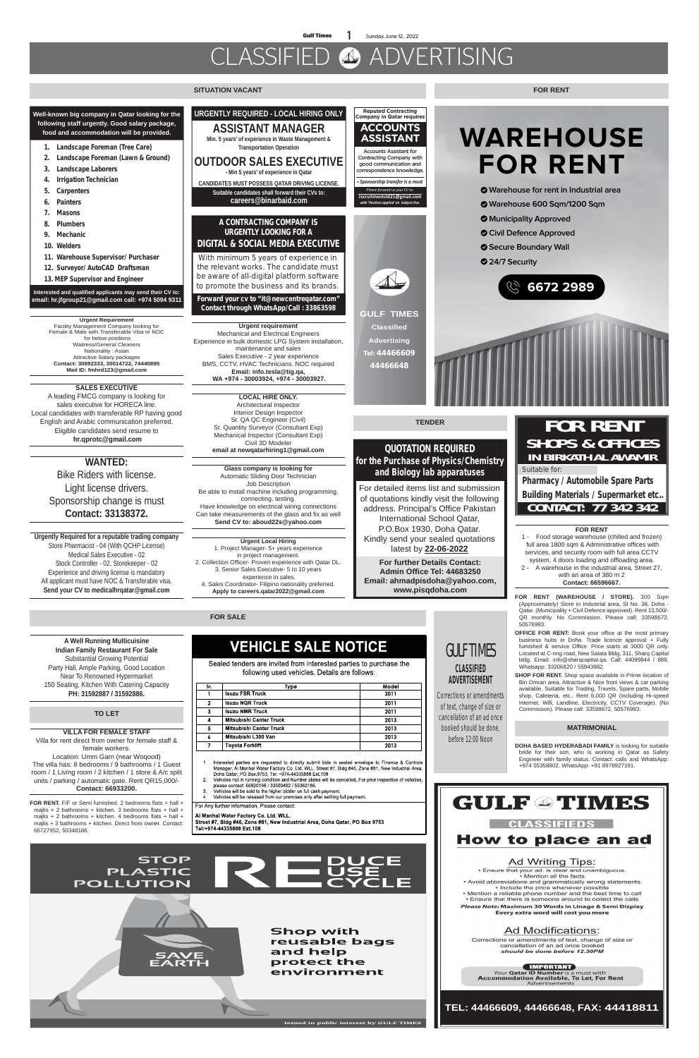# CLASSIFIED ADVERTISING

## SITUATION VACANT

**Well-known big company in Qatar looking for the following staff urgently. Good salary package, food and accommodation will be provided.**

1. Landscape Foreman (Tree Care)
2. Landscape Foreman (Lawn & Ground)
3. Landscape Laborers
4. Irrigation Technician
5. Carpenters
6. Painters
7. Masons
8. Plumbers
9. Mechanic
10. Welders
11. Warehouse Supervisor/ Purchaser
12. Surveyor/ AutoCAD Draftsman
13. MEP Supervisor and Engineer

**Interested and qualified applicants may send their CV to: email: hr.jfgroup21@gmail.com call: +974 5094 9311**

---

**URGENTLY REQUIRED - LOCAL HIRING ONLY**

### ASSISTANT MANAGER

Min. 5 years' of experience in Waste Management & Transportation Operation

### OUTDOOR SALES EXECUTIVE

- Min 5 years' of experience in Qatar

CANDIDATES MUST POSSESS QATAR DRIVING LICENSE.

Suitable candidates shall forward their CVs to: **careers@binarbaid.com**

---

**Reputed Contracting Company in Qatar requires**

### ACCOUNTS ASSISTANT

Accounts Assistant for Contracting Company with good communication and correspondence knowledge.

• Sponsorship transfer is a must

Please forward us your CV to: **recruitments821@gmail.com** with 'Position applied' on Subject line.

---

**A CONTRACTING COMPANY IS URGENTLY LOOKING FOR A**

### DIGITAL & SOCIAL MEDIA EXECUTIVE

With minimum 5 years of experience in the relevant works. The candidate must be aware of all-digital platform software to promote the business and its brands.

**Forward your cv to "it@newcentreqatar.com" Contact through WhatsApp/Call : 33863598**

---

GULF TIMES Classified Advertising Tel: 44466609 44466648

---

**Urgent Requirement**

Facility Management Company looking for Female & Male with Transferable Visa or NOC for below positions
Waitress/General Cleaners
Nationality : Asian
Attractive Salary packages
**Contact: 30892333, 30014722, 74440895**
**Mail ID: fmhrd123@gmail.com**

---

**Urgent requirement**

Mechanical and Electrical Engineers
Experience in bulk domestic LPG System installation, maintenance and sales
Sales Executive - 2 year experience
BMS, CCTV, HVAC Technicians. NOC required
**Email: info.tesla@tig.qa,**
**WA +974 - 30003924, +974 - 30003927.**

---

**SALES EXECUTIVE**

A leading FMCG company is looking for sales executive for HORECA line.
Local candidates with transferable RP having good English and Arabic communication preferred.
Eligible candidates send resume to **hr.qprotc@gmail.com**

---

**LOCAL HIRE ONLY.**

Architectural Inspector
Interior Design Inspector
Sr. QA QC Engineer (Civil)
Sr. Quantity Surveyor (Consultant Exp)
Mechanical Inspector (Consultant Exp)
Civil 3D Modeler
**email at newqatarhiring1@gmail.com**

---

**WANTED:**

Bike Riders with license.
Light license drivers.
Sponsorship change is must
**Contact: 33138372.**

---

**Glass company is looking for**

Automatic Sliding Door Technician
Job Description
Be able to install machine including programming, connecting, testing.
Have knowledge on electrical wiring connections
Can take measurements of the glass and fix as well
**Send CV to: aboud22s@yahoo.com**

---

**Urgently Required for a reputable trading company**

Store Pharmacist - 04 (With QCHP License)
Medical Sales Executive - 02
Stock Controller - 02, Storekeeper - 02
Experience and driving license is mandatory
All applicant must have NOC & Transferable visa.
**Send your CV to medicalhrqatar@gmail.com**

---

**Urgent Local Hiring**

1. Project Manager- 5+ years experience in project management.
2. Collection Officer- Proven experience with Qatar DL.
3. Senior Sales Executive- 5 to 10 years experience in sales.
4. Sales Coordinator- Filipino nationality preferred.
**Apply to careers.qatar2022@gmail.com**

---

## FOR RENT

# WAREHOUSE FOR RENT

- Warehouse for rent in Industrial area
- Warehouse 600 Sqm/1200 Sqm
- Municipality Approved
- Civil Defence Approved
- Secure Boundary Wall
- 24/7 Security

**6672 2989**

---

## TENDER

### QUOTATION REQUIRED for the Purchase of Physics/Chemistry and Biology lab apparatuses

For detailed items list and submission of quotations kindly visit the following address. Principal's Office Pakistan International School Qatar, P.O.Box 1930, Doha Qatar. Kindly send your sealed quotations latest by **22-06-2022**

**For further Details Contact: Admin Office Tel: 44683250 Email: ahmadpisdoha@yahoo.com, www.pisqdoha.com**

---

## FOR RENT SHOPS & OFFICES IN BIRKATH AL AWAMIR

Suitable for:
**Pharmacy / Automobile Spare Parts**
**Building Materials / Supermarket etc..**
**CONTACT: 77 342 342**

---

**FOR RENT**

1 - Food storage warehouse (chilled and frozen) full area 1800 sqm & Administrative offices with services, and security room with full area CCTV system, 4 doors loading and offloading area.
2 - A warehouse in the industrial area, Street 27, with an area of 380 m 2
**Contact: 66596667.**

---

**FOR RENT (WAREHOUSE / STORE).** 300 Sqm (Approximately) Store in Industrial area, St No. 38, Doha - Qatar. (Municipality + Civil Defence approved). Rent 13,500/- QR monthly. No Commission. Please call: 33598672, 50576993.

**OFFICE FOR RENT:** Book your office at the most primary business hubs in Doha. Trade licence approval + Fully furnished & Service Office. Price starts at 3000 QR only. Located at C-ring road, New Salata Bldg, 311, Sharq Capital bldg. Email: info@sharqcapital.qa. Call: 44099844 / 888, Whatsapp: 33206820 / 55943982.

**SHOP FOR RENT.** Shop space available in Prime location of Bin Omran area. Attractive & Nice front views & car parking available. Suitable for Trading, Travels, Spare parts, Mobile shop, Cafeteria, etc.. Rent 8,000 QR (including Hi-speed Internet, Wifi, Landline, Electricity, CCTV Coverage). (No Commission). Please call: 33598672, 50576993.

---

## FOR SALE

**A Well Running Multicuisine Indian Family Restaurant For Sale**

Substantial Growing Potential
Party Hall, Ample Parking, Good Location
Near To Renowned Hypermarket
150 Seating, Kitchen With Catering Capacity
**PH: 31592887 / 31592886.**

---

### VEHICLE SALE NOTICE

Sealed tenders are invited from interested parties to purchase the following used vehicles. Details are follows:

| Sr. | Type | Model |
|---|---|---|
| 1 | Isuzu FSR Truck | 2011 |
| 2 | Isuzu NQR Truck | 2011 |
| 3 | Isuzu NMR Truck | 2011 |
| 4 | Mitsubishi Canter Truck | 2013 |
| 5 | Mitsubishi Canter Truck | 2013 |
| 6 | Mitsubishi L300 Van | 2013 |
| 7 | Toyota Forklift | 2013 |

1. Interested parties are requested to directly submit bids in sealed envelope to Finance & Controls Manager, Al Manhal Water Factory Co. Ltd. WLL, Street #7, Bldg #46, Zone #81, New Industrial Area, Doha Qatar, PO Box.9753, Tel: +974-44335888 Ext.108
2. Vehicles not in running condition and Number plates will be cancelled. For prior inspection of vehicles, please contact: 66920196 / 33500402 / 55362186.
3. Vehicles will be sold to the higher bidder on full cash payment.
4. Vehicles will be released from our premises only after settling full payment.

For Any further information, Please contact:

**Al Manhal Water Factory Co. LLC. WLL.**
**Street #7, Bldg #46, Zone #81, New Industrial Area, Doha Qatar, PO Box 9753**
**Tel:+974-44335888 Ext.108**

---

**GULF TIMES CLASSIFIED ADVERTISEMENT**

Corrections or amendments of text, change of size or cancellation of an ad once booked should be done, before 12:00 Noon

---

## TO LET

**VILLA FOR FEMALE STAFF**

Villa for rent direct from owner for female staff & female workers.
Location: Umm Garn (near Woqood)
The villa has: 8 bedrooms / 9 bathrooms / 1 Guest room / 1 Living room / 2 kitchen / 1 store & A/c split units / parking / automatic gate. Rent QR15,000/-
**Contact: 66933200.**

**FOR RENT.** F/F or Semi furnished. 2 bedrooms flats + hall + majlis + 2 bathrooms + kitchen. 3 bedrooms flats + hall + majlis + 2 bathrooms + kitchen. 4 bedrooms flats + hall + majlis + 3 bathrooms + kitchen. Direct from owner. Contact: 66727952, 50348186.

---

## MATRIMONIAL

**DOHA BASED HYDERABADI FAMILY** is looking for suitable bride for their son, who is working in Qatar as Safety Engineer with family status. Contact: calls and WhatsApp: +974 55358802, WhatsApp: +91 8978927191.

---

**STOP PLASTIC POLLUTION**

REDUCE REUSE RECYCLE

SAVE EARTH

Shop with reusable bags and help protect the environment

Issued in public interest by GULF TIMES

---

## GULF TIMES CLASSIFIEDS

### How to place an ad

**Ad Writing Tips:**

- Ensure that your ad. is clear and unambiguous.
- Mention all the facts
- Avoid abbreviations and grammatically wrong statements
- Include the price whenever possible
- Mention a reliable phone number and the best time to call
- Ensure that there is someone around to collect the calls

***Please Note:* Maximum 30 Words in Linage & Semi Display**
**Every extra word will cost you more**

**Ad Modifications:**

Corrections or amendments of text, change of size or cancellation of an ad once booked *should be done before 12.30PM*

**IMPORTANT**

Your **Qatar ID Number** is a must with **Accommodation Available, To Let, For Rent** Advertisements

**TEL: 44466609, 44466648, FAX: 44418811**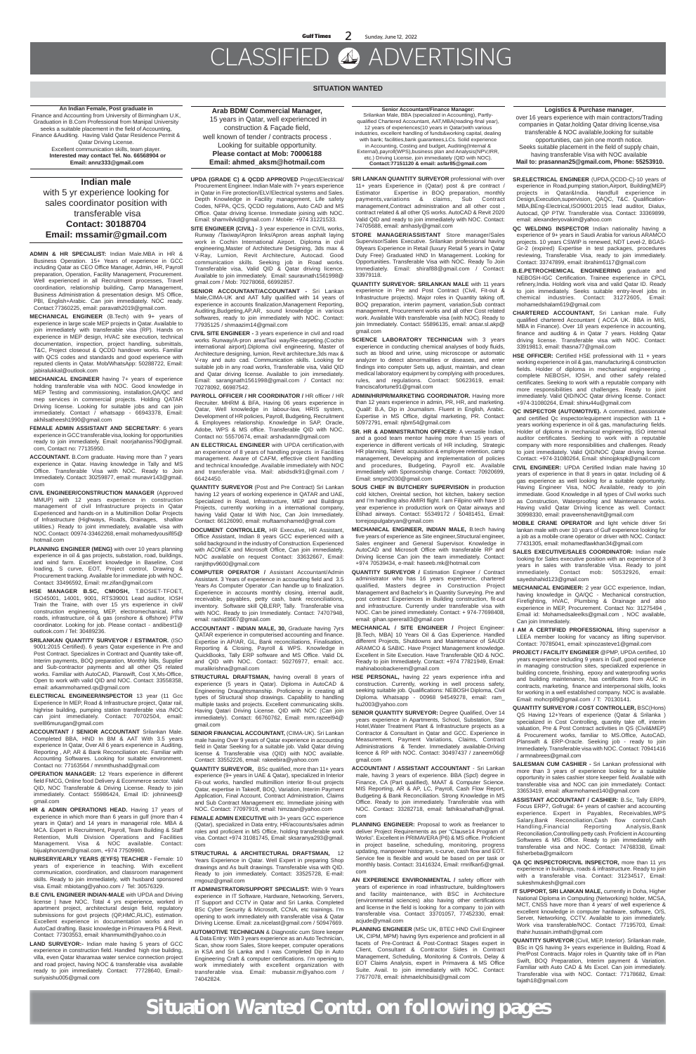# CLASSIFIED ADVERTISING

## SITUATION WANTED

**An Indian Female, Post graduate in** Finance and Accounting from University of Birmingham U.K, Graduation in B.Com Professional from Manipal University seeks a suitable placement in the field of Accounting, Finance &Auditing. Having Valid Qatar Residence Permit & Qatar Driving License. Excellent communication skills, team player. **Interested may contact Tel. No. 66568904 or Email: annz333@gmail.com**

**Arab BDM/ Commercial Manager,** 15 years in Qatar, well experienced in construction & Façade field, well known of tender / contracts process . Looking for suitable opportunity. **Please contact at Mob: 70006188 Email: ahmed_aksm@hotmail.com**

**Senior Accountant/Finance Manager:** Srilankan Male, BBA (specialized in Accounting), Partly-qualified Chartered Accountant, AAT,MBA(reading-final year), 12 years of experiences(10 years in Qatar)with various industries, excellent handling of funds&working capital, dealing with bank; facilities,bank guarantees,LCs. Solid experience in Accounting, Costing and budget, Auditing(Internal & External),payroll(WPS),business plan and Analysis(NPV,IRR, etc.) Driving License, join immediately (QID with NOC). **Contact:77151120 & email: asfar85@gmail.com**

**Logistics & Purchase manager**, over 16 years experience with main contractors/Trading companies in Qatar,holding Qatar driving license,visa transferable & NOC available,looking for suitable opportunities, can join one month notice. Seeks suitable placement in the field of supply chain, having transferable Visa with NOC available **Mail to: prasannan25@gmail.com, Phone: 55253910.**

**Indian male** with 5 yr experience looking for sales coordinator position with transferable visa **Contact: 30188704 Email: mssamir@gmail.com**

**ADMIN & HR SPECIALIST:** Indian Male.MBA in HR & Business Operation. 15+ Years of experience in GCC including Qatar as CEO Office Manager, Admin, HR, Payroll preparation, Operation, Facility Management, Procurement. Well experienced in all Recruitment processes, Travel coordination, relationship building, Camp Management, Business Administration & presentation design. MS Office, PBI, English+Arabic. Can join immediately. NOC ready. Contact:77360225, email: paravath2019@gmail.com.

**MECHANICAL ENGINEER** (B.Tech) with 9+ years of experience in large scale MEP projects in Qatar. Available to join immediately with transferable visa (RP). Hands on experience in MEP design, HVAC site execution, technical documentation, inspection, project handling, submittals, T&C, Project closeout & QCDD handover works. Familiar with QCS codes and standards and good experience with reputed clients in Qatar. Mob/WhatsApp: 50288722, Email: jabiralukkal@outlook.com

**MECHANICAL ENGINEER** having 7+ years of experience holding transferable visa with NOC. Good knowledge in MEP Testing and commissioning, installation,QA/QC and mep services in commercial projects. Holding QATAR Driving license. Looking for suitable jobs and can join immediately. Contact / whatsapp - 66943378, Email: akhilsatheesh1990@gmail.com

**FEMALE ADMIN ASSISTANT AND SECRETARY**: 6 years experience in GCC transferable visa, looking for opportunities ready to join immediately. Email: noorjahaniss790@gmail.com, Contact no: 77135950.

**ACCOUNTANT.** B.Com graduate. Having more than 7 years experience in Qatar. Having knowledge in Tally and MS Office. Transferable Visa with NOC. Ready to Join Immediately. Contact: 30259877, email: munavir143@gmail.com

**CIVIL ENGINEER/CONSTRUCTION MANAGER** (Approved MMUP) with 12 years experience in construction management of civil Infrastructure projects in Qatar Experienced and hands-on in a Multimillion Dollar Projects of Infrastructure (Highways, Roads, Drainages, shallow utilities.) Ready to joint immediately, available visa with NOC.Contact: 00974-33462268,email: mohamedyousif85@hotmail.com

**PLANNING ENGINEER (MENG)** with over 10 years planning experience in oil & gas projects, substation, road, buildings, and wind farm. Excellent knowledge in Baseline, Cost loading, S curve, EOT, Project control, Drawing & Procurement tracking. Available for immediate job with NOC. Contact: 33496592, Email: mr.zifan@gmail.com

**HSE MANAGER B.SC, CMIOSH,** T.BOSIET-TFOET, ISO45001, 14001, 9001, RTS39001 Lead auditor, IOSH Train the Traine, with over 15 yrs experience in civil/ construction engineering, MEP, electromechanical, infra roads, infrastructure, oil & gas (onshore & offshore) PTW coordinator. Looking for job. Please contact - andibest1@outlook.com / Tel: 30489236.

**SRILANKAN QUANTITY SURVEYOR / ESTIMATOR.** (ISO 9001:2015 Certified). 6 years Qatar experience in Pre and Post Contract. Specializes in Contract and Quantity take-off, Interim payments, BOQ preparation, Monthly bills, Supplier and Sub-contractor payments and all other QS related works. Familiar with AutoCAD, Planswift, Cost X,Ms-Office, Open to work with valid QID and NOC. Contact: 33558358, email: arkammohamed.qs@gmail.com

**ELECTRICAL ENGINEER/INSPECTOR** 13 year (11 Gcc Experience In MEP, Road & Infrastructure project, Qatar rail, highrise building, pumping station transferable visa /NOC can joint immediately. Contact: 70702504, email: svel86murugan@gmail.com

**ACCOUNTANT / SENIOR ACCOUNTANT** Srilankan Male. Completed BBA, HND In BM & AAT With 3.5 years experience In Qatar, Over All 6 years experience in Auditing, Reporting , AP, AR & Bank Reconciliation etc. Familiar with Accounting Softwares. Looking for suitable environment. Contact no: 77163564 / mmmthushad@gmail.com

**OPERATION MANAGER:** 12 Years experience in different field FMCG, Online food Delivery & Ecommerce sector. Valid QID, NOC Transferable & Driving License. Ready to join immediately. Contact: 55986424, Email ID: johninees@gmail.com

**HR & ADMIN OPERATIONS HEAD.** Having 17 years of experience in which more than 6 years in gulf (more than 4 years in Qatar) and 14 years in managerial role. MBA & MCA. Expert in Recruitment, Payroll, Team Building & Staff Retention, Multi Division Operations and Facilities Management. Visa & NOC available. Contact: bijualphonzem@gmail.com, +974 77509980.

**NURSERY/EARLY YEARS (EYFS) TEACHER -** Female: 10 years of experience in teaching. With excellent communication, coordination, and classroom management skills. Ready to join immediately, with husband sponsored visa. Email: mbiotang@yahoo.com / Tel: 30576329.

**B.E CIVIL ENGINEER INDIAN-MALE** with UPDA and Driving license | have NOC. Total 4 yrs experience, worked in apartment project, architectural design field, regulatory submissions for govt projects (QP,HMC,RLIC), estimation. Excellent experience in documentation works and in AutoCad drafting. Basic knowledge in Primavera P6 & Revit. Contact: 77303553, email: khanmumith@yahoo.co.in

**LAND SURVEYOR:-** Indian male having 5 years of GCC experience in construction field. Handled high rise building, villa, even Qatar kharamaa water service connection project and road project, having NOC & transferable visa available ready to join immediately. Contact: 77728640, Email:-suriyaishu005@gmail.com

**UPDA (GRADE C) & QCDD APPROVED** Project/Electrical/ Procurement Engineer. Indian Male with 7+ years experience in Qatar in Fire protection/ELV/Electrical systems and Sales. Depth Knowledge in Facility management, Life safety Codes, NFPA, QCS, QCDD regulations, Auto CAD and MS Office. Qatar driving license. Immediate joining with NOC. Email: shamvilvkd@gmail.com / Mobile: +974 31221533.

**SITE ENGINEER (CIVIL) -** 3 year experience in CIVIL works, Runway /Taxiway/Apron links/Apron areas asphalt laying work in Cochin International Airport. Diploma in civil engineering,Master of Architecture Designing, 3ds max & V-Ray, Lumion, Revit Architecture, Autocad. Good communication skills. Seeking job in Road works. Transferable visa, Valid QID & Qatar driving licence. Available to join immediately. Email: sauravnath1561998@gmail.com / Mob: 70278068, 66992857.

**SENIOR ACCOUNTANT/ACCOUNTANT -** Sri Lankan Male,CIMA-UK and AAT fully qualified with 14 years of experience in accounts finalization,Management Reporting, Auditing,Budgeting,AP,AR, sound knowledge in various softwares, ready to join immediately with NOC. Contact: 77935125 / shmaazim14@gmail.com

**CIVIL SITE ENGINEER -** 3 years experience in civil and road works Runway/A-pron area/Taxi way/Re-carpeting.(Cochin international airport).Diploma civil engineering, Master of Architecture designing, lumion, Revit architecture,3ds max & V-ray and auto cad. Communication skills. Looking for suitable job in any road works, Transferable visa, Valid QID and Qatar driving license. Available to join immediately. Email: saranupnath1561998@gmail.com / Contact no: 70278092, 66987542.

**PAYROLL OFFICER / HR COORDINATOR /** HR officer / HR Recruiter. MHRM & BFA, Having 06 years experience in Qatar, Well knowledge in labour-law, HRIS system, Development of HR policies, Payroll, Budgeting, Recruitment & Employees relationship. Knowledge in SAP, Oracle, Adobe, WPS & MS office. Transferable QID with NOC. Contact no: 55570674, email: arshadanm@gmail.com

**AN ELECTRICAL ENGINEER** with UPDA certification,with an experience of 8 years of handling projects in Facilities management. Aware of CAFM, effective client handling and technical knowledge. Available immediately with NOC and transferable visa. Mail: abidsdk91@gmail.com / 66424450.

**QUANTITY SURVEYOR** (Post and Pre Contract) Sri Lankan having 12 years of working experience in QATAR and UAE, Specialized in Road, Infrastructure, MEP and Buildings Projects, currently working in a international company, having Valid Qatar Id With Noc, Can Join Immediately. Contact: 66126090, email: muftaamohamed@gmail.com

**DOCUMENT CONTROLLER,** HR Executive, HR Assistant, Office Assistant, Indian 8 years GCC experienced with a solid background in the industry of Construction. Experienced with ACONEX and Microsoft Office, Can join immediately. NOC available on request Contact: 33632667, Email: ranjithpv9600@gmail.com

**COMPUTER OPERATOR /** Assistant Accountant/Admin Assistant. 3 Years of experience in accounting field and 3.5 Years As Computer Operator .Can handle up to finalization. Experience in accounts monthly closing, internal audit, receivable, payables, petty cash, bank reconciliations, inventory. Software skill QB,ERP, Tally. Transferable visa with NOC. Ready to join Immediately. Contact: 74707948, email: rashid3667@gmail.com

**ACCOUNTANT - INDIAN MALE, 30,** Graduate having 7yrs QATAR experience in computerised accounting and finance. Expertise in AP/AR, GL, Bank reconciliations, Finalisation, Reporting & Closing, Payroll & WPS. Knowledge in QuickBooks, Tally ERP software and MS Office. Valid DL and QID with NOC. Contact: 50276977, email: acc.muralikrishna@gmail.com

**STRUCTURAL DRAFTSMAN,** having overall 8 years of experience (5 years in Qatar). Diploma in AutoCAD & Engineering Draughtsmanship. Proficiency in creating all types of Structural shop drawings. Capability to handling multiple tasks and projects. Excellent communicating skills. Having Qatari Driving License. QID with NOC (Can join immediately). Contact: 66760762, Email: mrm.razeel94@gmail.com

**SENIOR FINANCIAL ACCOUNTANT,** (CIMA-UK). Sri Lankan male having Over 9 years of Qatar experience in accounting field in Qatar Seeking for a suitable job. Valid Qatar driving license & Transferable visa (QID) with NOC available. Contact: 33552226, email: rakeebira@yahoo.com

**QUANTITY SURVEYOR,** BSc qualified, more than 11+ years experience (9+ years in UAE & Qatar), specialized in Interior Fit-out works, handled multimillion interior fit-out projects Qatar, expertise in Takeoff, BOQ, Variation, Interim Payment Application, Final Account, Contract Administration, Claims and Sub Contract Management etc. Immediate joining with NOC. Contact: 77097919, email: himzaan@yahoo.com

**FEMALE ADMIN EXECUTIVE** with 3+ years GCC experience (Qatar), specialized in Data entry, HR/accounts/sales admin roles and proficient in MS Office, holding transferable work visa. Contact +974 31081745, Email: sksaranya293@gmail.com

**STRUCTURAL & ARCHITECTURAL DRAFTSMAN,** 12 Years Experience in Qatar. Well Expert in preparing Shop drawings and As built drawings. Transferable visa with QID. Ready to join immediately. Contact: 33525728, E-mail: rmgouz@gmail.com

**IT ADMINISTRATOR/SUPPORT SPECIALIST:** With 9 Years experience in IT Software, Hardware, Networking, Servers, IT Support and CCTV in Qatar and Sri Lanka. Completed BSc Cyber Security & Microsoft, CCNA, etc trainings. I'm opening to work immediately with transferable visa & Qatar Driving License. Email: za.nicelast@gmail.com / 50947669.

**AUTOMOTIVE TECHNICIAN** & Diagnostic cum Store keeper & Data Entry: With 3 years experience as an Auto Technician, Scan, show room Sales, Store keeper, computer operations in KSA and Sri Lanka and I was Completed Dip in Auto Engineering Craft & computer certifications. I'm opening to work immediately with excellent organization with transferable visa. Email: mubassir.m@yahoo.com / 74042824.

**SRI LANKAN QUANTITY SURVEYOR** professional with over 11+ years Experience in (Qatar) post & pre contract / Estimator Expertise in BOQ preparation, monthly payments,variations & claims, Sub Contract management,Contract administration and all other cost , contract related & all other QS works. AutoCAD & Revit 2020 Valid QID and ready to join immediately with NOC. Contact: 74705688, email: amhasly@gmail.com

**STORE MANAGER/ASSISTANT** Store manager/Sales Supervisor/Sales Executive. Srilankan professional having 09years Experience in Retail (luxury Retail 5 years in Qatar Duty Free) Graduated HND In Management. Looking for Opportunities. Transferable Visa with NOC. Ready To Join Immediately. Email: shiraf88@gmail.com / Contact: 33979118.

**QUANTITY SURVEYOR: SRILANKAN MALE** with 11 years experience in Pre and Post Contract (Civil, Fit-out & Infrastructure projects). Major roles in Quantity taking off, BOQ preparation, interim payment, variation,Sub contract management, Procurement works and all other Cost related work. Available With transferable visa (with NOC). Ready to join Immediately. Contact: 55896135, email: ansar.sl.akp@gmail.com

**SCIENCE LABORATORY TECHNICIAN** with 3 years experience in conducting chemical analyses of body fluids, such as blood and urine, using microscope or automatic analyzer to detect abnormalities or diseases, and enter findings into computer Sets up, adjust, maintain, and clean medical laboratory equipment by complying with procedures, rules, and regulations. Contact: 50623619, email: franciscafortune91@gmail.com

**ADMIN/HR/PR/MARKETING COORDINATOR.** Having more than 12 years experience in admin, PR, HR, and marketing. Qualif: B.A, Dip in Journalism. Fluent in English, Arabic. Expertise in MS Office, digital marketing, PR. Contact: 50972791, email: njbm54@gmail.com

**SR. HR & ADMINISTRATION OFFICER:** A versatile Indian, and a good team mentor having more than 15 years of experience in different verticals of HR including, Strategic HR planning, Talent acquisition & employee retention, camp management, Developing and implementation of policies and procedures, Budgeting, Payroll etc. Available immediately with Sponsorship change. Contact: 70920699, Email: smpm2030@gmail.com

**SOUS CHEF IN BUTCHERY SUPERVISION** in production cold kitchen, Oriental section, hot kitchen, bakery section and I'm handling also AMRI flight. I am Filipino with have 10 year experience in production work on Qatar airways and Etihad airways. Contact: 55349172 / 50481451, Email: torrejospulgaryan@gmail.com

**MECHANICAL ENGINEER, INDIAN MALE,** B.tech having five years of experience as Site engineer,Structural engineer, Sales engineer and General Supervisor. Knowledge in AutoCAD and Microsoft Office with transferable RP and Driving license Can join the team immediately. Contact: +974 70539434, e-mail: haseeb.mk@hotmail.com

**QUANTITY SURVEYOR /** Estimation Engineer / Contract administrator who has 16 years experience, chartered qualified, Masters degree in Construction Project Management and Bachelor's in Quantity Surveying. Pre and post contract Experiences in Building construction, fit-out and infrastructure. Currently under transferable visa with NOC. Can be joined immediately. Contact : +974-77698408, email: gihan.senera83@gmail.com

**MECHANICAL / SITE ENGINEER /** Project Engineer: [B.Tech, MBA] 10 Years Oil & Gas Experience. Handled different Projects, Shutdowns and Maintenance of SAUDI ARAMCO & SABIC. Have Project Management Knowledge. Excellent in Site Execution. Have Transferable QID & NOC. Ready to join Immediately. Contact: +974 77821949, Email: mahinaboobackerem@gmail.com

**HSE PERSONAL,** having 22 years experience infra and construction. Currently, working in well process safety, seeking suitable job. Qualifications: NEBOSH Diploma, Civil Diploma. Whatsapp - 00968 94549278, email: ram_hu2003@yahoo.com

**SENIOR QUANTITY SURVEYOR:** Degree Qualified, Over 14 years experience in Apartments, School, Substation, Star Hotel,Water Treatment Plant & Infrastructure projects as a Contractor & Consultant in Qatar and GCC. Experience in Measurement, Payment Variations, Claims, Contract Administrations & Tender. Immediately available-Driving licence & RP with NOC. Contact: 30497437 / zaneem06@gmail.com

**ACCOUNTANT / ASSISTANT ACCOUNTANT** - Sri Lankan male, having 3 years of experience. BBA (Spcl) degree in Finance, CA (Part qualified), MAAT & Computer Science. MIS Reporting, AR & AP, LC, Payroll, Cash Flow Report, Budgeting & Bank Reconciliation. Strong Knowledge in MS Office. Ready to join immediately. Transferable visa with NOC. Contact: 33282718, email: fathiksahathath@gmail.com

**PLANNING ENGINEER:** Proposal to work as freelancer to deliver Project Requirements as per "Clause14 Program of Works". Excellent in PRIMAVERA (P6) & MS office. Proficient in project baseline, scheduling, monitoring, progress updating, manpower histogram, s-curve, cash flow and EOT. Service fee is flexible and would be based on per task or monthly basis. Contact: 31416324, Email: rmrifkan5@gmail.com

**AN EXPERIENCE ENVIRONMENTAL /** safety officer with years of experience in road infrastructure, building/towers and facility maintenance, with BSC in Architecture (environmental sciences) also having other certifications and license in the field is looking for a company to join with transferable visa. Contact: 33701057, 77452330, email: acjude@ymail.com

**PLANNING ENGINEER** (MSc UK, BTEC HND Civil Engineer UK, CIPM, MPM) having 9yrs experience and proficient in all facets of Pre-Contract & Post-Contract Stages expert in Client, Consultant & Contractor Sides in Contract Management, Scheduling, Monitoring & Controls, Delay & EOT Claims Analysis, expert in Primavera & MS Office Suite. Avail. to join immediately with NOC. Contact: 77677078, email: ishmaelchibuisi@gmail.com

**SR.ELECTRICAL ENGINEER** (UPDA,QCDD-C)-10 years of experience in Road,pumping station,Airport, Building(MEP) projects in Qatar&India. Handfull experience in Design,Execution,supervision, QAQC, T&C. Qualification-MBA,BEng-Electrical,ISO9001:2015 lead auditor, Dialux, Autocad, QP PTW. Transferable visa. Contact: 33369899, email: alexanderyovakim@yahoo.com

**QC WELDING INSPECTOR** Indian nationality having a experience of 9+ years in Saudi Arabia for various ARAMCO projects. 10 years CSWIP is renewed, NDT Level-2, BGAS-Gr-2 (expired) Expertise in test packages, procedures reviewing. Transferable Visa, ready to join immediately. Contact: 33747899, email: ibrahim6117@gmail.com

**B.E.PETROCHEMICAL ENGINEERING** graduate and NEBOSH-IGC Certification. Trainee experience in CPCL refinery,India. Holding work visa and valid Qatar ID. Ready to join immediately. Seeks suitable entry-level jobs in chemical industries. Contact: 31272605, Email: mohamedshalam619@gmail.com

**CHARTERED ACCOUNTANT,** Sri Lankan male. Fully qualified chartered Accountant ( ACCA UK. BBA in MIS, MBA in Finance). Over 18 years experience in accounting, finance and auditing & in Qatar 7 years. Holding Qatar driving license. Transferable visa with NOC. Contact: 33919813, email: thasna77@gmail.com

**HSE OFFICER:** Certified HSE professional with 11 + years working experience in oil & gas, manufacturing & construction fields. Holder of diploma in mechanical engineering , complete NEBOSH, IOSH, and other safety related certificates. Seeking to work with a reputable company with more responsibilities and challenges. Ready to joint immediately. Valid QID/NOC Qatar driving license. Contact: +974-31080264, Email: shinu44u@gmail.com

**QC INSPECTOR (AUTOMOTIVE).** A committed, passionate and certified Qc inspector/equipment inspection with 11 + years working experience in oil & gas, manufacturing fields. Holder of diploma in mechanical engineering, ISO internal auditor certificates. Seeking to work with a reputable company with more responsibilities and challenges. Ready to joint immediately. Valid QID/NOC Qatar driving license. Contact: +974-31080264, Email: shinojkspk@gmail.com

**CIVIL ENGINEER:** UPDA Certified Indian male having 10 years of experience in that 8 years in qatar. Including oil & gas experience as well looking for a suitable opportunity. Having Engineer Visa, NOC Available, ready to join immediate. Good Knowledge in all types of Civil works such as Construction, Waterproofing and Maintenance works. Having valid Qatar Driving licence as well. Contact: 30998330, email: praveenshenavit@gmail.com

**MOBILE CRANE OPERATOR** and light vehicle driver Sri lankan male with over 10 years of Gulf experience looking for a job as a mobile crane operator or driver with NOC. Contact: 77431305, email: mohamedfawkhan34@gmail.com

**SALES EXECUTIVE/SALES COORDINATOR:** Indian male looking for Sales executive position with an experience of 3 years in sales with transferable Visa. Ready to joint immediately. Contact mob: 50532926, email: sayedshahid123@gmail.com

**MECHANICAL ENGINEER:** 2 year GCC experience, Indian, having knowledge in QA/QC - Mechanical construction, Firefighting, HVAC, Plumbing & Drainage and also experience in MEP, Procurement. Contact No: 31275494 , Email id: Mohamedsaleelks@gmail.com , NOC available, Can join Immediately.

**I AM A CERTIFIED PROFESSIONAL** lifting supervisor. LEEA member looking for vacancy as lifting supervisor. Contact: 70785041, email: xpinozasteve1@gmail.com

**PROJECT / FACILITY ENGINEER** @PMP, UPDA certified, 10 years experience including 9 years in Gulf, good experience in managing construction sites, specialized experience in building concrete, finishing, epoxy and waterproofing works and building maintenance, has certificates from AUC in contracts, marketing, finance and interpersonal skills, looks for working in a well established company. NOC is available. Email: mohcrp89@gmail.com / T: 70130141.

**QUANTITY SURVEYOR / COST CONTROLLER,** BSC(Hons) QS Having 12+Years of experience (Qatar & Srilanka ) specialized in Cost Controlling, quantity take off, interim valuation, Pre & Post Contract activities in QS (Civil&MEP) & Procurement works, familiar to MS.Office, AutoCAD, Planswift & ERP-Oracle. Seeking job - ready to join Immediately. Transferable visa with NOC. Contact: 70941416 / armnabrees@gmail.com

**SALESMAN CUM CASHIER -** Sri Lankan professional with more than 3 years of experience looking for a suitable opportunity in sales cashier store keeper field. Available with transferable visa and NOC can join immediately. Contact: 33653419, email: afkarmohamed140@gmail.com

**ASSISTANT ACCOUNTANT / CASHIER:** B.Sc, Tally ERP9, Focus ERP7, Gofrugal: 6+ years of cashier and accounting experience. Expert in Payables, Receivables,WPS Salary,Bank Reconciliation,Cash flow control,Cash Handling,Financial Reporting Analysis,Bank Reconciliation,Controlling petty cash. Proficient in Accounting Softwares & MS Office. Ready to join immediately with transferable visa and NOC. Contact: 74768338, Email: fisherbeba@gmailcom

**QA QC INSPECTOR/CIVIL INSPECTOR,** more than 11 yrs experience in buildings, roads & infrastructure. Ready to join with a transferable visa. Contact: 31234517, Email: sukeshmukesh@gmail.com

**IT SUPPORT, SRI LANKAN MALE,** currently in Doha, Higher National Diploma in Computing (Networking) holder, MCSA, MCT, CNSS have more than 4 years' of well experience & excellent knowledge in computer hardware, software, O/S, Server, Networking, CCTV. Available to join immediately. Work visa transferable/NOC. Contact: 77195703, Email: thahir.hussain.imthath@gmail.com

**QUANTITY SURVEYOR** (Civil, MEP, Interior). Srilankan male, BSc in QS having 3+ years experience in Building, Road & Pre/Post Contracts. Major roles in Quantity take off in Plan Swift, BOQ Preparation, Interim payment & Variation. Familiar with Auto CAD & Ms Excel. Can join immediately. Transferable visa with NOC. Contact: 77178682, Email: fajath18@gmail.com

# Situation Wanted Contd. on following pages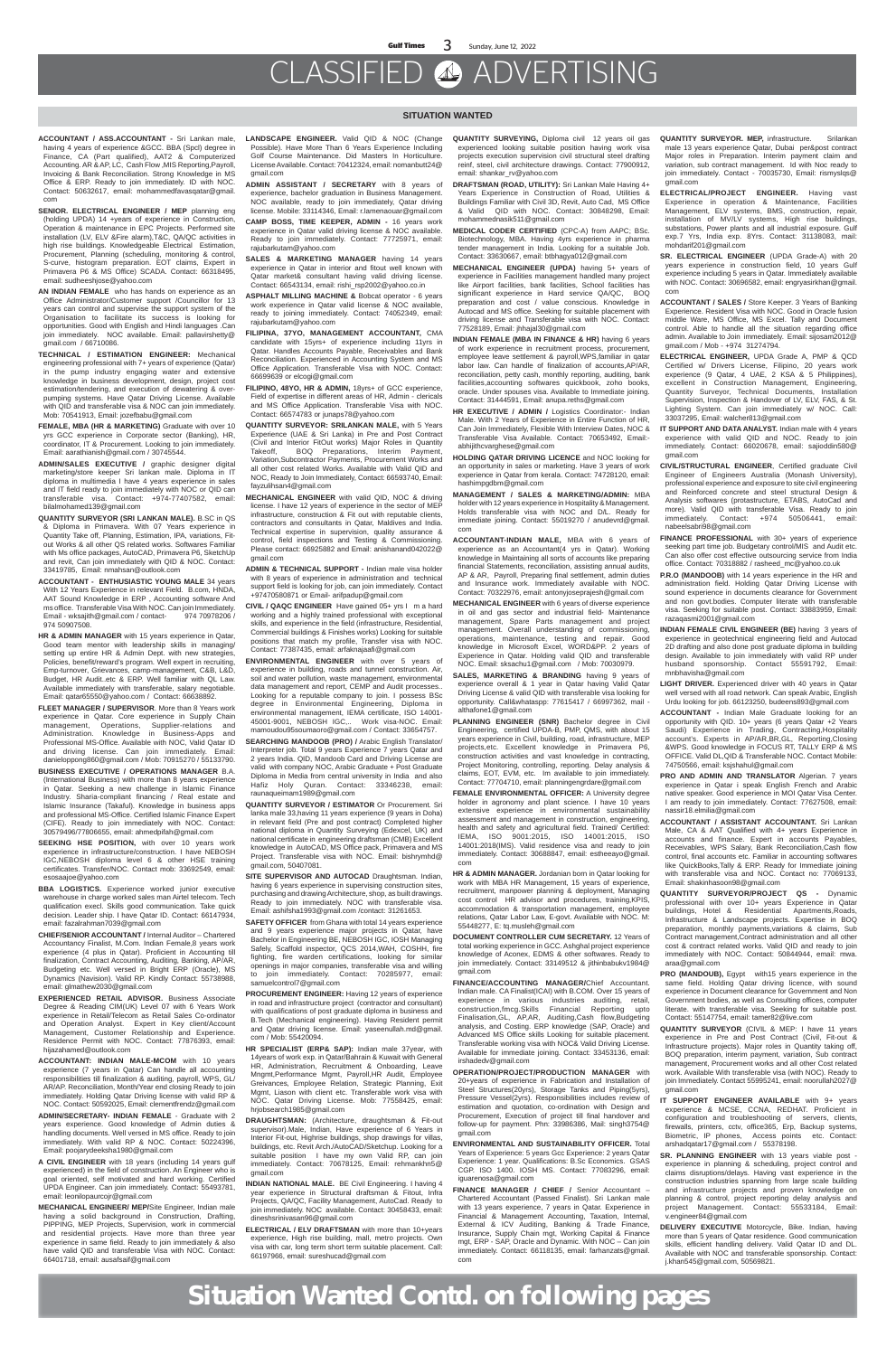# CLASSIFIED ADVERTISING

## SITUATION WANTED

**ACCOUNTANT / ASS.ACCOUNTANT -** Sri Lankan male, having 4 years of experience &GCC. BBA (Spcl) degree in Finance, CA (Part qualified), AAT2 & Computerized Accounting. AR & AP, LC, Cash Flow, MIS Reporting, Payroll, Invoicing & Bank Reconciliation. Strong Knowledge in MS Office & ERP. Ready to join immediately. ID with NOC. Contact: 50632617, email: mohammedfavasqatar@gmail.com

**SENIOR. ELECTRICAL ENGINEER / MEP** planning eng (holding UPDA) 14 +years of experience in Construction, Operation & maintenance in EPC Projects. Performed site installation (LV, ELV &Fire alarm),T&C, QA/QC activities in high rise buildings. Knowledgeable Electrical Estimation, Procurement, Planning (scheduling, monitoring & control, S-curve, histogram preparation. EOT claims, Expert in Primavera P6 & MS Office) SCADA. Contact: 66318495, email: sudheeshjose@yahoo.com

**AN INDIAN FEMALE** who has hands on experience as an Office Administrator/Customer support /Councillor for 13 years can control and supervise the support system of the Organisation to facilitate its success is looking for opportunities. Good with English and Hindi languages. Can join immediately. NOC available. Email: pallavirshetty@gmail.com / 66710086.

**TECHNICAL / ESTIMATION ENGINEER:** Mechanical engineering professional with 7+ years of experience (Qatar) in the pump industry engaging water and extensive knowledge in business development, design, project cost estimation/tendering, and execution of dewatering & overpumping systems. Have Qatar Driving License. Available with QID and transferable visa & NOC can join immediately. Mob: 70541913, Email: jozefbabu@gmail.com

**FEMALE, MBA (HR & MARKETING)** Graduate with over 10 yrs GCC experience in Corporate sector (Banking), HR, coordinator, IT & Procurement. Looking to join immediately. Email: aarathianish@gmail.com / 30745544.

**ADMIN/SALES EXECUTIVE /** graphic designer digital marketing/store keeper sri lankan male. Diploma in IT diploma in multimedia I have 4 years experience in sales and IT field ready to join immediately with NOC or QID can transferable visa. Contact: +974-77407582, email: bilalmohamed139@gmail.com

**QUANTITY SURVEYOR (SRI LANKAN MALE).** B.SC in QS & Diploma in Primavera. With 07 Years Experience in Quantity Take off, Planning, Estimation, IPA, variations, Fit-out Works & all other QS related works. Softwares Familiar with Ms office packages, AutoCAD, Primavera P6, SketchUp and revit, Can join immediately with QID & NOC. Contact: 33419785, Email: mnahsan@outlook.com

**ACCOUNTANT - ENTHUSIASTIC YOUNG MALE** 34 years With 12 Years Experience in relevant Field. B.com, HNDA, AAT Sound Knowledge in ERP , Accounting software And ms office. Transferable Visa With NOC. Can join Immediately. Email - vksajith@gmail.com / contact- 974 70978206 / 974 50907508.

**HR & ADMIN MANAGER** with 15 years experience in Qatar, Good team mentor with leadership skills in managing/ setting up entire HR & Admin Dept. with new strategies, Policies, benefit/reward's program. Well expert in recruiting, Emp-turnover, Grievances, camp-management, C&B, L&D, Budget, HR Audit..etc & ERP. Well familiar with QL Law. Available immediately with transferable, salary negotiable. Email: qatar65550@yahoo.com / Contact: 66638892.

**FLEET MANAGER / SUPERVISOR**. More than 8 Years work experience in Qatar. Core experience in Supply Chain management, Operations, Supplier-relations and Administration. Knowledge in Business-Apps and Professional MS-Office. Available with NOC, Valid Qatar ID and driving license. Can join immediately. Email: danielpoppong860@gmail.com / Mob: 70915270 / 55133790.

**BUSINESS EXECUTIVE / OPERATIONS MANAGER** B.A. (International Business) with more than 8 years experience in Qatar. Seeking a new challenge in Islamic Finance Industry. Sharia-compliant financing / Real estate and Islamic Insurance (Takaful). Knowledge in business apps and professional MS-Office. Certified Islamic Finance Expert (CIFE). Ready to join immediately with NOC. Contact: 30579496/77806655, email: ahmedplfah@gmail.com

**SEEKING HSE POSITION,** with over 10 years work experience in infrastructure/construction. I have NEBOSH IGC,NEBOSH diploma level 6 & other HSE training certificates. Transfer/NOC. Contact mob: 33692549, email: esosaajoe@yahoo.com

**BBA LOGISTICS.** Experience worked junior executive warehouse in charge worked sales man Airtel telecom. Tech qualification excel. Skills good communication. Take quick decision. Leader ship. I have Qatar ID. Contact: 66147934, email: fazalrahman7039@gmail.com

**CHIEF/SENIOR ACCOUNTANT /** Internal Auditor – Chartered Accountancy Finalist, M.Com. Indian Female,8 years work experience (4 plus in Qatar). Proficient in Accounting till finalization, Contract Accounting, Auditing, Banking, AP/AR, Budgeting etc. Well versed in Bright ERP (Oracle), MS Dynamics (Navision). Valid RP. Kindly Contact: 55738988, email: glmathew2030@gmail.com

**EXPERIENCED RETAIL ADVISOR.** Business Associate Degree & Reading CIM(UK) Level 07 with 6 Years Work experience in Retail/Telecom as Retail Sales Co-ordinator and Operation Analyst. Expert in Key client/Account Management, Customer Relationship and Experience. Residence Permit with NOC. Contact: 77876393, email: hijazahamed@outlook.com

**ACCOUNTANT: INDIAN MALE-MCOM** with 10 years experience (7 years in Qatar) Can handle all accounting responsibilities till finalization & auditing, payroll, WPS, GL/ AR/AP. Reconciliation, Month/Year end closing Ready to join immediately. Holding Qatar Driving license with valid RP & NOC. Contact: 50592025, Email: clementfrendz@gmail.com

**ADMIN/SECRETARY- INDIAN FEMALE -** Graduate with 2 years experience. Good knowledge of Admin duties & handling documents. Well versed in MS office. Ready to join immediately. With valid RP & NOC. Contact: 50224396, Email: poojarydeeksha1980@gmail.com

**A CIVIL ENGINEER** with 18 years (including 14 years gulf experience) in the field of construction. An Engineer who is goal oriented, self motivated and hard working. Certified UPDA Engineer. Can join immediately. Contact: 55493781, email: leonilopaurcojr@gmail.com

**MECHANICAL ENGINEER/ MEP/**Site Engineer, Indian male having a solid background in Construction, Drafting, PIPPING, MEP Projects, Supervision, work in commercial and residential projects. Have more than three year experience in same field. Ready to join immediately & also have valid QID and transferable Visa with NOC. Contact: 66401718, email: ausafsaif@gmail.com

**LANDSCAPE ENGINEER.** Valid QID & NOC (Change Possible). Have More Than 6 Years Experience Including Golf Course Maintenance. Did Masters In Horticulture. License Available. Contact: 70412324, email: nomanbutt24@gmail.com

**ADMIN ASSISTANT / SECRETARY** with 8 years of experience, bachelor graduation in Business Management. NOC available, ready to join immediately, Qatar driving license. Mobile: 33114346, Email: r.lamenaouar@gmail.com

**CAMP BOSS, TIME KEEPER, ADMIN -** 16 years work experience in Qatar valid driving license & NOC available. Ready to join immediately. Contact: 77725971, email: rajubarkutam@yahoo.com

**SALES & MARKETING MANAGER** having 14 years experience in Qatar in interior and fitout well known with Qatar market& consultant having valid driving license. Contact: 66543134, email: rishi_rsp2002@yahoo.co.in

**ASPHALT MILLING MACHINE &** Bobcat operator - 6 years work experience in Qatar valid license & NOC available, ready to joining immediately. Contact: 74052349, email: rajubarkutam@yahoo.com

**FILIPINA, 37YO, MANAGEMENT ACCOUNTANT,** CMA candidate with 15yrs+ of experience including 11yrs in Qatar. Handles Accounts Payable, Receivables and Bank Reconciliation. Experienced in Accounting System and MS Office Application. Transferable Visa with NOC. Contact: 66699639 or elcogi@gmail.com

**FILIPINO, 48YO, HR & ADMIN,** 18yrs+ of GCC experience, Field of expertise in different areas of HR, Admin - clericals and MS Office Application. Transferable Visa with NOC. Contact: 66574783 or jraps78@yahoo.com

**QUANTITY SURVEYOR: SRILANKAN MALE,** with 5 Years Experience (UAE & Sri Lanka) in Pre and Post Contract (Civil and Interior FitOut works) Major Roles in Quantity Takeoff, BOQ Preparations, Interim Payment, Variation,Subcontractor Payments, Procurement Works and all other cost related Works. Available with Valid QID and NOC, Ready to Join Immediately, Contact: 66593740, Email: fayzulihsan4@gmail.com

**MECHANICAL ENGINEER** with valid QID, NOC & driving license. I have 12 years of experience in the sector of MEP infrastructure, construction & Fit out with reputable clients, contractors and consultants in Qatar, Maldives and India. Technical expertise in supervision, quality assurance & control, field inspections and Testing & Commissioning. Please contact: 66925882 and Email: anishanand042022@gmail.com

**ADMIN & TECHNICAL SUPPORT -** Indian male visa holder with 8 years of experience in administration and technical support field is looking for job, can join immediately. Contact +97470580871 or Email- anfpadup@gmail.com

**CIVIL / QAQC ENGINEER** Have gained 05+ yrs I m a hard working and a highly trained professional with exceptional skills, and experience in the field (infrastructure, Residential, Commercial buildings & Finishes works) Looking for suitable positions that match my profile, Transfer visa with NOC. Contact: 77387435, email: arfaknajaafi@gmail.com

**ENVIRONMENTAL ENGINEER** with over 5 years of experience in building, roads and tunnel construction. Air, soil and water pollution, waste management, environmental data management and report, CEMP and Audit processes.. Looking for a reputable company to join. I possess BSc degree in Environmental Engineering, Diploma in environmental management, IEMA certificate, ISO 14001-45001-9001, NEBOSH IGC... Work visa-NOC. Email: mamoudou86soumaoro@gmail.com / Contact: 33654757.

**SEARCHING MANDOOB (PRO) /** Arabic English Translator/ Interpreter job. Total 9 years Experience 7 years Qatar and 2 years India. QID, Mandoob Card and Driving License are valid with company NOC, Arabic Graduate + Post Graduate Diploma in Media from central university in India and also Hafiz Holy Quran. Contact: 33346238, email: raunaqueimam1989@gmail.com

**QUANTITY SURVEYOR / ESTIMATOR** Or Procurement. Sri lanka male 33,having 11 years experience (9 years in Doha) in relevant field (Pre and post contract) Completed higher national diploma in Quantity Surveying (Edexcel, UK) and national certificate in engineering draftsman (CMB) Excellent knowledge in AutoCAD, MS Office pack, Primavera and MS Project. Transferable visa with NOC. Email: bishrymhd@gmail.com, 50407081.

**SITE SUPERVISOR AND AUTOCAD** Draughtsman. Indian, having 6 years experience in supervising construction sites, purchasing and drawing Architecture, shop, as built drawings. Ready to join immediately. NOC with transferable visa. Email: ashilsha1993@gmail.com /contact: 31261653.

**SAFETY OFFICER** from Ghana with total 14 years experience and 9 years experience major projects in Qatar, have Bachelor in Engineering BE, NEBOSH IGC, IOSH Managing Safely, Scaffold inspector, QCS 2014,WAH, COSHH, fire fighting, fire warden certifications, looking for similar openings in major companies, transferable visa and willing to join immediately. Contact: 70285977, email: samuelcontrol7@gmail.com

**PROCUREMENT ENGINEER:** Having 12 years of experience in road and infrastructure project (contractor and consultant) with qualifications of post graduate diploma in business and B.Tech (Mechanical engineering). Having Resident permit and Qatar driving license. Email: yaseenullah.md@gmail.com / Mob: 55420094.

**HR SPECIALIST (ERP& SAP):** Indian male 37year, with 14years of work exp. in Qatar/Bahrain & Kuwait with General HR, Administration, Recruitment & Onboarding, Leave Mngmt,Performance Mgmt, Payroll,HR Audit, Employee Greivances, Employee Relation, Strategic Planning, Exit Mgmt, Liason with client etc. Transferable work visa with NOC. Qatar Driving License. Mob: 77558425, email: hrjobsearch1985@gmail.com

**DRAUGHTSMAN:** (Architecture, draughtsman & Fit-out supervisor).Male, Indian, Have experience of 6 Years in Interior Fit-out, Highrise buildings, shop drawings for villas, buildings, etc. Revit Arch./AutoCAD/Sketchup. Looking for a suitable position I have my own Valid RP, can join immediately. Contact: 70678125, Email: rehmankhn5@gmail.com

**INDIAN NATIONAL MALE.** BE Civil Engineering. I having 4 year experience in Structural draftsman & Fitout, Infra Projects, QA/QC, Facility Management, AutoCad. Ready to join immediately. NOC available. Contact: 30458433, email: dineshsrinivasan96@gmail.com

**ELECTRICAL / ELV DRAFTSMAN** with more than 10+years experience, High rise building, mall, metro projects. Own visa with car, long term short term suitable placement. Call: 66197966, email: sureshucad@gmail.com

**QUANTITY SURVEYING,** Diploma civil 12 years oil gas experienced looking suitable position having work visa projects execution supervision civil structural steel drafting reinf, steel, civil architecture drawings. Contact: 77900912, email: shankar_rv@yahoo.com

**DRAFTSMAN (ROAD, UTILITY):** Sri Lankan Male Having 4+ Years Experience in Construction of Road, Utilities & Buildings Familiar with Civil 3D, Revit, Auto Cad, MS Office & Valid QID with NOC. Contact: 30848298, Email: mohammednasik511@gmail.com

**MEDICAL CODER CERTIFIED** (CPC-A) from AAPC; BSc. Biotechnology, MBA. Having 4yrs experience in pharma tender management in India. Looking for a suitable Job. Contact: 33630667, email: btbhagya012@gmail.com

**MECHANICAL ENGINEER (UPDA)** having 5+ years of experience in Facilities management handled many project like Airport facilities, bank facilities, School facilities has significant experience in Hard service QA/QC, BOQ preparation and cost / value conscious. Knowledge in Autocad and MS office. Seeking for suitable placement with driving license and Transferable visa with NOC. Contact: 77528189, Email: jhhajal30@gmail.com

**INDIAN FEMALE (MBA IN FINANCE & HR)** having 6 years of work experience in recruitment process, procurement, employee leave settlement & payroll,WPS,familiar in qatar labor law. Can handle of finalization of accounts,AP/AR, reconciliation, petty cash, monthly reporting, auditing, bank facilities,accounting softwares quickbook, zoho books, oracle. Under spouses visa. Available to Immediate joining. Contact: 31444591, Email: anupa.reths@gmail.com

**HR EXECUTIVE / ADMIN /** Logistics Coordinator:- Indian Male. With 2 Years of Experience in Entire Function of HR, Can Join Immediately, Flexible With Interview Dates, NOC & Transferable Visa Available. Contact: 70653492, Email:- abhijithcvarghese@gmail.com

**HOLDING QATAR DRIVING LICENCE** and NOC looking for an opportunity in sales or marketing. Have 3 years of work experience in Qatar from kerala. Contact: 74728120, email: hashimpgdbm@gmail.com

**MANAGEMENT / SALES & MARKETING/ADMIN:** MBA holder with 12 years experience in Hospitality & Management. Holds transferable visa with NOC and D/L. Ready for immediate joining. Contact: 55019270 / anudevrd@gmail.com

**ACCOUNTANT-INDIAN MALE,** MBA with 6 years of experience as an Accountant(4 yrs in Qatar). Working knowledge in Maintaining all sorts of accounts like preparing financial Statements, reconciliation, assisting annual audits, AP & AR, Payroll, Preparing final settlement, admin duties and Insurance work. Immediately available with NOC. Contact: 70322976, email: antonyjoseprajesh@gmail.com

**MECHANICAL ENGINEER** with 6 years of diverse experience in oil and gas sector and industrial field- Maintenance management, Spare Parts management and project management. Overall understanding of commissioning, operations, maintenance, testing and repair. Good knowledge in Microsoft Excel, WORD&PP. 2 years of Experience in Qatar. Holding valid QID and transferable NOC. Email: sksachu1@gmail.com / Mob: 70030979.

**SALES, MARKETING & BRANDING** having 9 years of experience overall & 1 year in Qatar having Valid Qatar Driving License & valid QID with transferable visa looking for opportunity. Call&whatsapp: 77615417 / 66997362, mail - althafone1@gmail.com

**PLANNING ENGINEER (SNR)** Bachelor degree in Civil Engineering, certified UPDA-B, PMP, QMS, with about 15 years experience in Civil, building, road, infrastructure, MEP projects,etc. Excellent knowledge in Primavera P6, construction activities and vast knowledge in contracting, Project Monitoring, controlling, reporting. Delay analysis & claims, EOT, EVM, etc. Im available to join immediately. Contact: 77704710, email: plannningengrdare@gmail.com

**FEMALE ENVIRONMENTAL OFFICER:** A University degree holder in agronomy and plant science. I have 10 years extensive experience in environmental sustainability assessment and management in construction, engineering, health and safety and agricultural field. Trained/ Certified: IEMA, ISO 9001:2015, ISO 14001:2015, ISO 14001:2018(IMS). Valid residence visa and ready to join immediately. Contact: 30688847, email: estheeayo@gmail.com

**HR & ADMIN MANAGER.** Jordanian born in Qatar looking for work with MBA HR Management, 15 years of experience, recruitment, manpower planning & deployment, Managing cost control HR advisor and procedures, training,KPIS, accommodation & transportation management, employee relations, Qatar Labor Law, E-govt. Available with NOC. M: 55448277, E: tq.musleh@gmail.com

**DOCUMENT CONTROLLER CUM SECRETARY.** 12 Years of total working experience in GCC. Ashghal project experience knowledge of Aconex, EDMS & other softwares. Ready to join immediately. Contact: 33149512 & jithinbabukv1984@gmail.com

**FINANCE/ACCOUNTING MANAGER/**Chief Accountant. Indian male. CA Finalist(ICAI) with B.COM. Over 15 years of experience in various industries auditing, retail, construction,fmcg.Skills Financial Reporting upto Finalisation,GL, AP,AR, Auditing,Cash flow,Budgeting analysis, and Costing. ERP knowledge (SAP, Oracle) and Advanced MS Office skills Looking for suitable placement. Transferable working visa with NOC& Valid Driving License. Available for immediate joining. Contact: 33453136, email: irshadedv@gmail.com

**OPERATION/PROJECT/PRODUCTION MANAGER** with 20+years of experience in Fabrication and Installation of Steel Structures(20yrs), Storage Tanks and Piping(5yrs), Pressure Vessel(2yrs). Responsibilities includes review of estimation and quotation, co-ordination with Design and Procurement, Execution of project till final handover and follow-up for payment. Phn: 33986386, Mail: singh3754@gmail.com

**ENVIRONMENTAL AND SUSTAINABILITY OFFICER.** Total Years of Experience: 5 years Gcc Experience: 2 years Qatar Experience: 1 year. Qualifications: B.Sc Economics. GSAS CGP. ISO 1400. IOSH MS. Contact: 77083296, email: iguarenosa@gmail.com

**FINANCE MANAGER / CHIEF /** Senior Accountant – Chartered Accountant (Passed Finalist). Sri Lankan male with 13 years experience, 7 years in Qatar. Experience in Financial & Management Accounting, Taxation, Internal, External & ICV Auditing, Banking & Trade Finance, Insurance, Supply Chain mgt, Working Capital & Finance mgt, ERP - SAP, Oracle and Dynamic. With NOC – Can join immediately. Contact: 66118135, email: farhanzats@gmail.com

**QUANTITY SURVEYOR. MEP,** infrastructure. Srilankan male 13 years experience Qatar, Dubai per&post contract Major roles in Preparation. Interim payment claim and variation, sub contract management. Id with Noc ready to join immediately. Contact - 70035730, Email: rismyslqs@gmail.com

**ELECTRICAL/PROJECT ENGINEER.** Having vast Experience in operation & Maintenance, Facilities Management, ELV systems, BMS, construction, repair, installation of MV/LV systems, High rise buildings, substations, Power plants and all industrial exposure. Gulf exp.7 Yrs, India exp. 8Yrs. Contact: 31138083, mail: mohdarif201@gmail.com

**SR. ELECTRICAL ENGINEER** (UPDA Grade-A) with 20 years experience in construction field, 10 years Gulf experience including 5 years in Qatar. Immediately available with NOC. Contact: 30696582, email: engryasirkhan@gmail.com

**ACCOUNTANT / SALES /** Store Keeper. 3 Years of Banking Experience. Resident Visa with NOC. Good in Oracle fusion middle Ware, MS Office, MS Excel. Tally and Document control. Able to handle all the situation regarding office admin. Available to Join immediately. Email: sijosam2012@gmail.com / Mob - +974 31274794.

**ELECTRICAL ENGINEER,** UPDA Grade A, PMP & QCD Certified w/ Drivers License, Filipino, 20 years work experience (9 Qatar, 4 UAE, 2 KSA & 5 Philippines), excellent in Construction Management, Engineering, Quantity Surveyor, Technical Documents, Installation Supervision, Inspection & Handover of LV, ELV, FAS, & St. Lighting System. Can join immediately w/ NOC. Call: 33037295, Email: walcher813@gmail.com

**IT SUPPORT AND DATA ANALYST.** Indian male with 4 years experience with valid QID and NOC. Ready to join immediately. Contact: 66020678, email: sajioddin580@gmail.com

**CIVIL/STRUCTURAL ENGINEER**, Certified graduate Civil Engineer of Engineers Australia (Monash University), professional experience and exposure to site civil engineering and Reinforced concrete and steel structural Design & Analysis softwares (protastructure, ETABS, AutoCad and more). Valid QID with transferable Visa. Ready to join immediately. Contact: +974 50506441, email: nabeelsabri98@gmail.com

**FINANCE PROFESSIONAL** with 30+ years of experience seeking part time job. Budgetary control/MIS and Audit etc. Can also offer cost effective outsourcing service from India office. Contact: 70318882 / rasheed_mc@yahoo.co.uk

**P.R.O (MANDOOB)** with 14 years experience in the HR and administration field. Holding Qatar Driving License with sound experience in documents clearance for Government and non govt.bodies. Computer literate with transferable visa. Seeking for suitable post. Contact: 33883959, Email: razaqasmi2001@gmail.com

**INDIAN FEMALE CIVIL ENGINEER (BE)** having 3 years of experience in geotechnical engineering field and Autocad 2D drafting and also done post graduate diploma in building design. Available to join immediately with valid RP under husband sponsorship. Contact 55591792, Email: mnbhavisha@gmail.com

**LIGHT DRIVER.** Experienced driver with 40 years in Qatar well versed with all road network. Can speak Arabic, English Urdu looking for job. 66123250, budeens893@gmail.com

**ACCOUNTANT -** Indian Male Graduate looking for an opportunity with QID. 10+ years (6 years Qatar +2 Years Saudi) Experience in Trading, Contracting,Hospitality account's. Experts in AP/AR,BR,GL, Reporting,Closing &WPS. Good knowledge in FOCUS RT, TALLY ERP & MS OFFICE. Valid DL,QID & Transferable NOC. Contact Mobile: 74750566, email: ksjshahul@gmail.com

**PRO AND ADMIN AND TRANSLATOR** Algerian. 7 years experience in Qatar i speak English French and Arabic native speaker. Good experience in MOI Qatar Visa Center. I am ready to join immediately. Contact: 77627508, email: nassir18.elmilia@gmail.com

**ACCOUNTANT / ASSISTANT ACCOUNTANT.** Sri Lankan Male, CA & AAT Qualified with 4+ years Experience in accounts and finance. Expert in accounts Payables, Receivables, WPS Salary, Bank Reconciliation,Cash flow control, final accounts etc. Familiar in accounting softwares like QuickBooks,Tally & ERP. Ready for Immediate joining with transferable visa and NOC. Contact no: 77069133, Email: shakinhassan98@gmail.com

**QUANTITY SURVEYOR/PROJECT QS -** Dynamic professional with over 10+ years Experience in Qatar buildings, Hotel & Residential Apartments,Roads, Infrastructure & Landscape projects. Expertise in BOQ preparation, monthly payments,variations & claims, Sub Contract management,Contract administration and all other cost & contract related works. Valid QID and ready to join immediately with NOC. Contact: 50844944, email: mwa.araa@gmail.com

**PRO (MANDOUB),** Egypt with15 years experience in the same field. Holding Qatar driving licence, with sound experience in Document clearance for Government and Non Government bodies, as well as Consulting offices, computer literate. with transferable visa. Seeking for suitable post. Contact: 55147754, email: tamer82@live.com

**QUANTITY SURVEYOR** (CIVIL & MEP: I have 11 years experience in Pre and Post Contract (Civil, Fit-out & Infrastructure projects). Major roles in Quantity taking off, BOQ preparation, interim payment, variation, Sub contract management, Procurement works and all other Cost related work. Available With transferable visa (with NOC). Ready to join Immediately. Contact 55995241, email: noorullah2027@gmail.com

**IT SUPPORT ENGINEER AVAILABLE** with 9+ years experience & MCSE, CCNA, REDHAT. Proficient in configuration and troubleshooting of servers, clients, firewalls, printers, cctv, office365, Erp, Backup systems, Biometric, IP phones, Access points etc. Contact: arshadqatar17@gmail.com / 55378198.

**SR. PLANNING ENGINEER** with 13 years viable post - experience in planning & scheduling, project control and claims disruptions/delays. Having vast experience in the construction industries spanning from large scale building and infrastructure projects and proven knowledge on planning & control, project reporting delay analysis and project Management. Contact: 55533184, Email: s.engineer84@gmail.com

**DELIVERY EXECUTIVE** Motorcycle, Bike. Indian, having more than 5 years of Qatar residence. Good communication skills, efficient handling delivery. Valid Qatar ID and DL. Available with NOC and transferable sponsorship. Contact: j.khan545@gmail.com, 50569821.

## Situation Wanted Contd. on following pages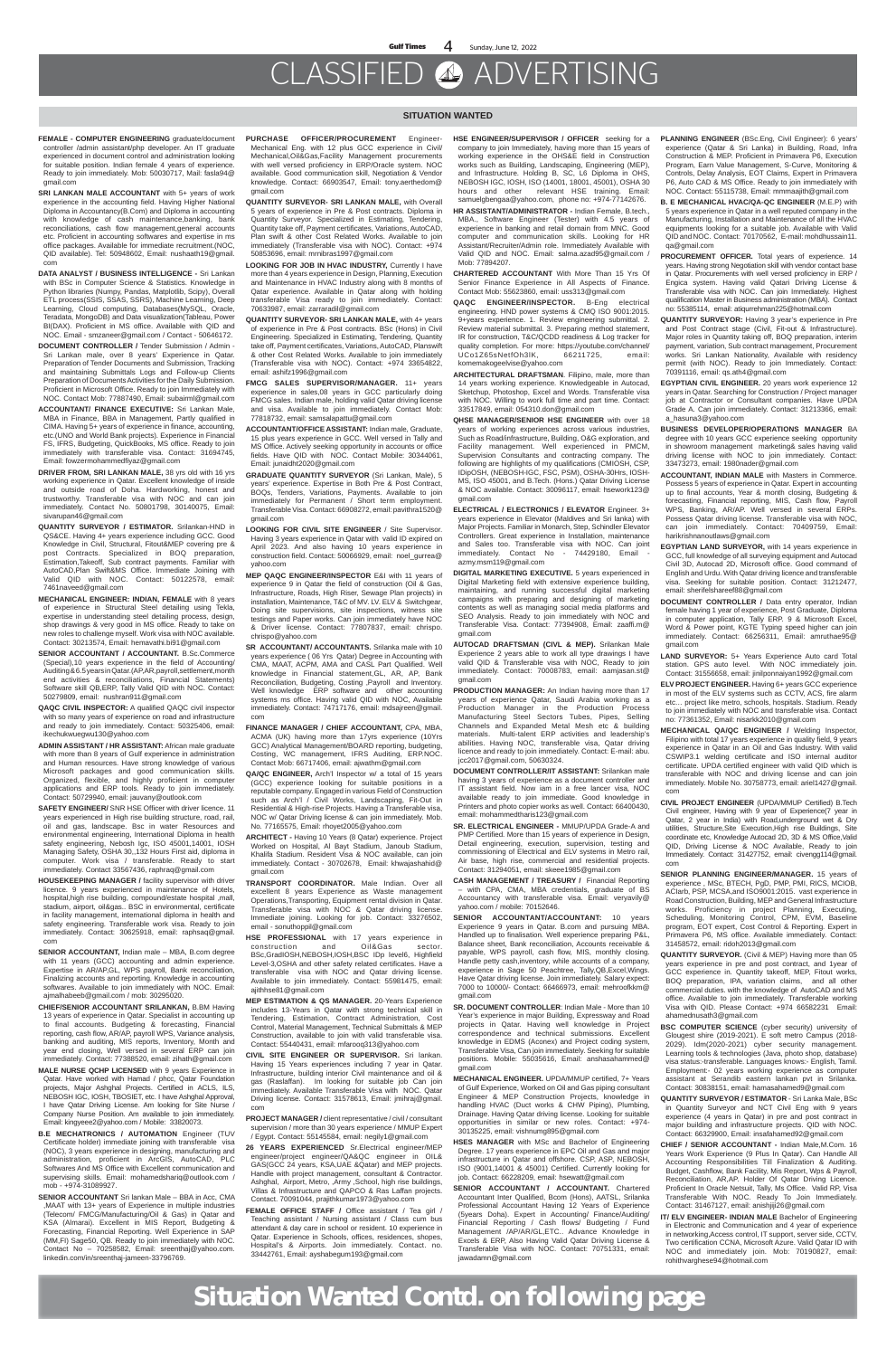# CLASSIFIED ADVERTISING

## SITUATION WANTED

**FEMALE - COMPUTER ENGINEERING** graduate/document controller /admin assistant/php developer. An IT graduate experienced in document control and administration looking for suitable position. Indian female 4 years of experience. Ready to join immediately. Mob: 50030717, Mail: fasla94@gmail.com

**SRI LANKAN MALE ACCOUNTANT** with 5+ years of work experience in the accounting field. Having Higher National Diploma in Accountancy(B.Com) and Diploma in accounting with knowledge of cash maintenance,banking, bank reconciliations, cash flow management,general accounts etc. Proficient in accounting softwares and expertise in ms office packages. Available for immediate recruitment.(NOC, QID available). Tel: 50948602, Email: nushaath19@gmail.com

**DATA ANALYST / BUSINESS INTELLIGENCE -** Sri Lankan with BSc in Computer Science & Statistics. Knowledge in Python libraries (Numpy, Pandas, Matplotlib, Scipy), Overall ETL process(SSIS, SSAS, SSRS), Machine Learning, Deep Learning, Cloud computing, Databases(MySQL, Oracle, Teradata, MongoDB) and Data visualization(Tableau, Power BI(DAX). Proficient in MS office. Available with QID and NOC. Email - smzaneer@gmail.com / Contact - 50646172.

**DOCUMENT CONTROLLER /** Tender Submission / Admin - Sri Lankan male, over 8 years' Experience in Qatar. Preparation of Tender Documents and Submission, Tracking and maintaining Submittals Logs and Follow-up Clients Preparation of Documents Activities for the Daily Submission. Proficient in Microsoft Office. Ready to join Immediately with NOC. Contact Mob: 77887490, Email: subairmi@gmail.com

**ACCOUNTANT/ FINANCE EXECUTIVE:** Sri Lankan Male, MBA in Finance, BBA in Management, Partly qualified in CIMA. Having 5+ years of experience in finance, accounting, etc.(UNO and World Bank projects). Experience in Financial FS, IFRS, Budgeting, QuickBooks, MS office. Ready to join immediately with transferable visa. Contact: 31694745, Email: fowzermohammedfiyaz@gmail.com

**DRIVER FROM, SRI LANKAN MALE,** 38 yrs old with 16 yrs working experience in Qatar. Excellent knowledge of inside and outside road of Doha. Hardworking, honest and trustworthy. Transferable visa with NOC and can join immediately. Contact No. 50801798, 30140075, Email: sivarupan46@gmail.com

**QUANTITY SURVEYOR / ESTIMATOR.** Srilankan-HND in QS&CE. Having 4+ years experience including GCC. Good Knowledge in Civil, Structural, Fitout&MEP covering pre & post Contracts. Specialized in BOQ preparation, Estimation,Takeoff, Sub contract payments. Familiar with AutoCAD,Plan Swift&MS Office. Immediate Joining with Valid QID with NOC. Contact: 50122578, email: 7461naveed@gmail.com

**MECHANICAL ENGINEER: INDIAN, FEMALE** with 8 years of experience in Structural Steel detailing using Tekla, expertise in understanding steel detailing process, design, shop drawings & very good in MS office. Ready to take on new roles to challenge myself. Work visa with NOC available. Contact: 30213574, Email: hemavathi.bi91@gmail.com

**SENIOR ACCOUNTANT / ACCOUNTANT.** B.Sc.Commerce (Special),10 years experience in the field of Accounting/ Auditing&6.5yearsinQatar.(AP,AR,payroll,settlement,month end activities & reconciliations, Financial Statements) Software skill QB,ERP, Tally Valid QID with NOC. Contact: 50279809, email: nushran911@gmail.com

**QA/QC CIVIL INSPECTOR:** A qualified QA/QC civil inspector with so many years of experience on road and infrastructure and ready to join immediately. Contact: 50325406, email: ikechukwuegwu130@yahoo.com

**ADMIN ASSISTANT / HR ASSISTANT:** African male graduate with more than 8 years of Gulf experience in administration and Human resources. Have strong knowledge of various Microsoft packages and good communication skills. Organized, flexible, and highly proficient in computer applications and ERP tools. Ready to join immediately. Contact: 50729940, email: jauvany@outlook.com

**SAFETY ENGINEER/** SHE HSE Officer with driver license. 11 years experienced in High rise building structure, road, rail, oil and gas, landscape.. Bsc in water Resources and environmental engineering, International Diploma in health safety engineering, Nebosh Igc, ISO 45001,14001, IOSH Managing Safety, OSHA 30,,132 Hours First aid, diploma in computer. Work visa / transferable. Ready to start immediately. Contact 33567436, raphraq@gmail.com

**HOUSEKEEPING MANAGER /** facility supervisor with driver licence. 9 years experienced in maintenance of Hotels, hospital,high rise building, compound/estate hospital ,mall, stadium, airport, oil&gas.. BSC in environmental, certificate in facility management, international diploma in health and safety engineering. Transferable work visa. Ready to join immediately. Contact: 30625918, email: raphsaq@gmail.com

**SENIOR ACCOUNTANT,** Indian male – MBA, B.com degree with 11 years (GCC) accounting and admin experience. Expertise in AR/AP,GL, WPS payroll, Bank reconciliation, Finalizing accounts and reporting. Knowledge in accounting softwares. Available to join immediately with NOC. Email: ajmalhabeeb@gmail.com / mob: 30295020.

**CHIEF/SENIOR ACCOUNTANT SRILANKAN,** B.BM Having 13 years of experience in Qatar. Specialist in accounting up to final accounts. Budgeting & forecasting, Financial reporting, cash flow, AR/AP, payroll WPS, Variance analysis, banking and auditing, MIS reports, Inventory, Month and year end closing, Well versed in several ERP can join immediately. Contact: 77388520, email: zihath@gmail.com

**MALE NURSE QCHP LICENSED** with 9 years Experience in Qatar. Have worked with Hamad / phcc, Qatar Foundation projects, Major Ashghal Projects. Certified in ACLS, ILS, NEBOSH IGC, IOSH, TBOSIET, etc. I have Ashghal Approval, I have Qatar Driving License. Am looking for Site Nurse / Company Nurse Position. Am available to join immediately. Email: kingyeee2@yahoo.com / Mobile: 33820073.

**B.E MECHATRONICS / AUTOMATION** Engineer (TUV Certificate holder) immediate joining with transferable visa (NOC), 3 years experience in designing, manufacturing and administration, proficient in ArcGIS, AutoCAD, PLC Softwares And MS Office with Excellent communication and supervising skills. Email: mohamedshariq@outlook.com / mob - +974-31089927.

**SENIOR ACCOUNTANT** Sri lankan Male – BBA in Acc, CMA ,MAAT with 13+ years of Experience in multiple industries (Telecom/ FMCG/Manufacturing/Oil & Gas) in Qatar and KSA (Almarai). Excellent in MIS Report, Budgeting & Forecasting, Financial Reporting. Well Experience in SAP (MM,FI) Sage50, QB. Ready to join immediately with NOC. Contact No – 70258582, Email: sreenthaj@yahoo.com. linkedin.com/in/sreenthaj-jeeman-33796769.

**PURCHASE OFFICER/PROCUREMENT** Engineer-Mechanical Eng. with 12 plus GCC experience in Civil/ Mechanical,Oil&Gas,Facility Management procurements with well versed proficiency in ERP/Oracle system. NOC available. Good communication skill, Negotiation & Vendor knowledge. Contact: 66903547, Email: tony.aerthedom@gmail.com

**QUANTITY SURVEYOR- SRI LANKAN MALE,** with Overall 5 years of experience in Pre & Post contracts. Diploma in Quantity Surveyor. Specialized in Estimating, Tendering, Quantity take off, Payment certificates, Variations, AutoCAD, Plan swift & other Cost Related Works. Available to join immediately (Transferable visa with NOC). Contact: +974 50853696, email: mmibras1997@gmail.com

**LOOKING FOR JOB IN HVAC INDUSTRY,** Currently I have more than 4 years experience in Design, Planning, Execution and Maintenance in HVAC Industry along with 8 months of Qatar experience. Available in Qatar along with holding transferable Visa ready to join immediately. Contact: 70633987, email: zarraradil@gmail.com

**QUANTITY SURVEYOR- SRI LANKAN MALE,** with 4+ years of experience in Pre & Post contracts. BSc (Hons) in Civil Engineering. Specialized in Estimating, Tendering, Quantity take off, Payment certificates, Variations, AutoCAD, Planswift & other Cost Related Works. Available to join immediately (Transferable visa with NOC). Contact: +974 33654822, email: ashifz1996@gmail.com

**FMCG SALES SUPERVISOR/MANAGER.** 11+ years experience in sales,08 years in GCC particularly doing FMCG sales. Indian male, holding valid Qatar driving license and visa. Available to join immediately. Contact No: 77818732, email: samsalapattu@gmail.com

**ACCOUNTANT/OFFICE ASSISTANT:** Indian male, Graduate, 15 plus years experience in GCC. Well versed in Tally and MS Office. Actively seeking opportunity in accounts or office fields. Have QID with NOC. Contact Mobile: 30344061, Email: junaidht2020@gmail.com

**GRADUATE QUANTITY SURVEYOR** (Sri Lankan, Male), 5 years' experience. Expertise in Both Pre & Post Contract, BOQs, Tenders, Variations, Payments. Available to join immediately for Permanent / Short term employment. Transferable Visa. Contact: 66908272, email: pavithra1520@gmail.com

**LOOKING FOR CIVIL SITE ENGINEER /** Site Supervisor. Having 3 years experience in Qatar with valid ID expired on April 2023. And also having 10 years experience in construction field. Contact: 50066929, email: noel_gurrea@yahoo.com

**MEP QAQC ENGINEER/INSPECTOR** E&I with 11 years of experience 9 in Qatar the field of construction (Oil & Gas, Infrastructure, Roads, High Riser, Sewage Plan projects) in installation, Maintenance, T&C of MV. LV. ELV & Switchgear, Doing site supervisions, site inspections, witness site testings and Paper works. Can join immediately have NOC & Driver license. Contact: 77807837, email: chrispo.chrispo@yahoo.com

**SR ACCOUNTANT/ ACCOUNTANTS.** Srilanka male with 10 years experience ( 06 Yrs Qatar) Degree in Accounting with CMA, MAAT, ACPM, AMA and CASL Part Qualified. Well knowledge in Financial statement,GL, AR, AP, Bank Reconciliation, Budgeting, Costing ,Payroll and Inventory. Well knowledge ERP software and other accounting systems ms office. Having valid QID with NOC, Available immediately. Contact: 74717176, email: mdsajreen@gmail.com

**FINANCE MANAGER / CHIEF ACCOUNTANT,** CPA, MBA, ACMA (UK) having more than 17yrs experience (10Yrs GCC) Analytical Management/BOARD reporting, budgeting, Costing, WC management, IFRS Auditing, ERP.NOC. Contact Mob: 66717406, email: ajwathm@gmail.com

**QA/QC ENGINEER,** Arch'l Inspector w/ a total of 15 years (GCC) experience looking for suitable positions in a reputable company. Engaged in various Field of Construction such as Arch'l / Civil Works, Landscaping, Fit-Out in Residential & High-rise Projects. Having a Transferable visa, NOC w/ Qatar Driving license & can join immediately. Mob. No. 77165575, Email: rhoyet2005@yahoo.com

**ARCHITECT -** Having 10 Years (8 Qatar) experience. Project Worked on Hospital, Al Bayt Stadium, Jamoah Stadium, Khalifa Stadium. Resident Visa & NOC available, can join immediately. Contact - 30702678, Email: khwajashahid@gmail.com

**TRANSPORT COORDINATOR.** Male Indian. Over all excellent 8 years Experience as Waste management Operations,Transporting, Equipment rental division in Qatar. Transferable visa with NOC & Qatar driving license. Immediate joining. Looking for job. Contact: 33276502, email - sonuthoppil@gmail.com

**HSE PROFESSIONAL** with 17 years experience in construction and Oil&Gas sector. BSc,GradIOSH,NEBOSH,IOSH,BSC IDp level6, Highfield Level-3,OSHA and other safety related certificates. Have a transferable visa with NOC and Qatar driving license. Available to join immediately. Contact: 55981475, email: ajithhse81@gmail.com

**MEP ESTIMATION & QS MANAGER.** 20-Years Experience includes 13-Years in Qatar with strong technical skill in Tendering, Estimation, Contract Administration, Cost Control, Material Management, Technical Submittals & MEP Construction, available to join with valid transferable visa. Contact: 55440431, email: mfarooq313@yahoo.com

**CIVIL SITE ENGINEER OR SUPERVISOR.** Sri lankan. Having 15 Years experiences including 7 year in Qatar. Infrastructure, building interior Civil maintenance and oil & gas (Raslaffan). Im looking for suitable job Can join immediately. Available Transferable Visa with NOC. Qatar Driving license. Contact: 31578613, Email: jmihraj@gmail.com

**PROJECT MANAGER /** client representative / civil / consultant supervision / more than 30 years experience / MMUP Expert / Egypt. Contact: 55145584, email: megty1@gmail.com

**26 YEARS EXPERIENCED** Sr.Electrical engineer/MEP engineer/project engineer/QA&QC engineer in OIL& GAS(GCC 24 years, KSA,UAE &Qatar) and MEP projects. Handle with project management, consultant & Contractor. Ashghal, Airport, Metro, ,Army ,School, high rise buildings, Villas & Infrastructure and QAPCO & Ras Laffan projects. Contact. 70091044, prajithkumar1973@yahoo.com

**FEMALE OFFICE STAFF /** Office assistant / Tea girl / Teaching assistant / Nursing assistant / Class cum bus attendant & day care in school or resident. 10 experience in Qatar. Experience in Schools, offices, residences, shopes, Hospital's & Airports. Join immediately. Contact. no: 33442761, Email: ayshabegum193@gmail.com

**HSE ENGINEER/SUPERVISOR / OFFICER** seeking for a company to join Immediately, having more than 15 years of working experience in the OHS&E field in Construction works such as Building, Landscaping, Engineering (MEP), and Infrastructure. Holding B, SC, L6 Diploma in OHS, NEBOSH IGC, IOSH, ISO (14001, 18001, 45001), OSHA 30 hours and other relevant HSE training. Email: samuelgbengaa@yahoo.com, phone no: +974-77142676.

**HR ASSISTANT/ADMINISTRATOR -** Indian Female, B.tech., MBA., Software Engineer (Tester) with 4.5 years of experience in banking and retail domain from MNC. Good computer and communication skills. Looking for HR Assistant/Recruiter/Admin role. Immediately Available with Valid QID and NOC. Email: salma.azad95@gmail.com / Mob: 77894207.

**CHARTERED ACCOUNTANT** With More Than 15 Yrs Of Senior Finance Experience in All Aspects of Finance. Contact Mob: 55623860, email: uss313@gmail.com

**QA/QC ENGINEER/INSPECTOR.** B-Eng electrical engineering. HND power systems & CMQ ISO 9001:2015. 9+years experience. 1. Review engineering submittal. 2. Review material submittal. 3. Preparing method statement, IR for construction, T&C/QCDD readiness & Log tracker for quality completion. For more: https://youtube.com/channel/UCo1Z65sNetVOh3IK, 66211725, email: komemakogeelvise@yahoo.com

**ARCHITECTURAL DRAFTSMAN**. Filipino, male, more than 14 years working experience. Knowledgeable in Autocad, Sketchup, Photoshop, Excel and Words. Transferable visa with NOC. Willing to work full time and part time. Contact: 33517849, email: 054310.don@gmail.com

**QHSE MANAGER/SENIOR HSE ENGINEER** with over 18 years of working experiences across various industries, Such as Road/infrastructure, Building, O&G exploration, and Facility management. Well experienced in PMCM, Supervision Consultants and contracting company. The following are highlights of my qualifications (CMIOSH, CSP, IDipOSH, (NEBOSH-IGC, FSC, PSM), OSHA-30Hrs, IOSH-MS, ISO 45001, and B.Tech. (Hons.) Qatar Driving License & NOC available. Contact: 30096117, email: hsework123@gmail.com

**ELECTRICAL / ELECTRONICS / ELEVATOR** Engineer. 3+ years experience in Elevator (Maldives and Sri lanka) with Major Projects. Familiar in Monarch, Step, Schindler Elevator Controllers. Great experience in Installation, maintenance and Sales too. Transferable visa with NOC. Can join immediately. Contact No - 74429180, Email - azmy.msm119@gmail.com

**DIGITAL MARKETING EXECUTIVE.** 5 years experienced in Digital Marketing field with extensive experience building, maintaining, and running successful digital marketing campaigns with preparing and designing of marketing contents as well as managing social media platforms and SEO Analysis. Ready to join immediately with NOC and Transferable Visa. Contact: 77394908, Email: zaaffi.m@gmail.com

**AUTOCAD DRAFTSMAN (CIVL & MEP).** Srilankan Male Experience 2 years able to work all type drawings I have valid QID & Transferable visa with NOC, Ready to join immediately. Contact: 70008783, email: aamjasan.st@gmail.com

**PRODUCTION MANAGER:** An Indian having more than 17 years of experience Qatar, Saudi Arabia working as a Production Manager in the Production Process Manufacturing Steel Sectors Tubes, Pipes, Selling Channels and Expanded Metal, Mesh etc & building materials. Multi-talent ERP activities and leadership's abilities. Having NOC, transferable visa, Qatar driving licence and ready to join immediately. Contact: E-mail: abu.jcc2017@gmail.com, 50630324.

**DOCUMENT CONTROLLER/ ASSISTANT:** Srilankan male having 3 years of experience as a document controller and IT assistant field. Now iam in a free lancer visa, NOC available ready to join immediate. Good knowledge in Printers and photo copier works as well. Contact: 66400430, email: mohammedtharis123@gmail.com

**SR. ELECTRICAL ENGINEER -** MMUP/UPDA Grade-A and PMP Certified. More than 15 years of experience in Design, Detail engineering, execution, supervision, testing and commissioning of Electrical and ELV systems in Metro rail, Air base, high rise, commercial and residential projects. Contact: 31294051, email: sleee1985@gmail.com

**CASH MANAGEMENT / TREASURY /** Financial Reporting – with CPA, CMA, MBA credentials, graduate of BS Accountancy with transferable visa. Email: veryavily@yahoo.com / mobile: 70152646.

**SENIOR ACCOUNTANT/ACCOUNTANT:** 10 years Experience 9 years in Qatar. B.com and pursuing MBA. Handled up to finalisation. Well experience preparing P&L, Balance sheet, Bank reconciliation, Accounts receivable & payable, WPS payroll, cash flow, MIS, monthly closing. Handle petty cash,inventory, while accounts of a company, experience in Sage 50 Peachtree, Tally,QB,Excel,Wings. Have Qatar driving license. Join immediately. Salary expect: 7000 to 10000/- Contact: 66466973, email: mehroofkkm@gmail.com

**SR. DOCUMENT CONTROLLER**: Indian Male - More than 10 Year's experience in major Building, Expressway and Road projects in Qatar. Having well knowledge in Project correspondence and technical submissions. Excellent knowledge in EDMS (Aconex) and Project coding system, Transferable Visa, Can join immediately. Seeking for suitable positions. Mobile: 55035616, Email: anshasahammed@gmail.com

**MECHANICAL ENGINEER.** UPDA/MMUP certified, 7+ Years of Gulf Experience. Worked on Oil and Gas piping consultant Engineer & MEP Construction Projects, knowledge in handling HVAC (Duct works & CHW Piping), Plumbing, Drainage. Having Qatar driving license. Looking for suitable opportunities in similar or new roles. Contact: +974-30135225, email: vishnumg895@gmail.com

**HSES MANAGER** with MSc and Bachelor of Engineering Degree. 17 years experience in EPC Oil and Gas and major infrastructure in Qatar and offshore. CSP, ASP, NEBOSH, ISO (9001,14001 & 45001) Certified. Currently looking for job. Contact: 66228209, email: hsewatt@gmail.com

**SENIOR ACCOUNTANT / ACCOUNTANT.** Chartered Accountant Inter Qualified, Bcom (Hons), AATSL, Srilanka Professional Accountant Having 12 Years of Experience (5years Doha). Expert in Accounting/ Finance/Auditing/ Financial Reporting / Cash flows/ Budgeting / Fund Management /AP/AR/GL/ETC.. Advance Knowledge in Excels & ERP. Also Having Valid Qatar Driving License & Transferable Visa with NOC. Contact: 70751331, email: jawadamn@gmail.com

**PLANNING ENGINEER** (BSc.Eng, Civil Engineer): 6 years' experience (Qatar & Sri Lanka) in Building, Road, Infra Construction & MEP. Proficient in Primavera P6, Execution Program, Earn Value Management, S-Curve, Monitoring & Controls, Delay Analysis, EOT Claims, Expert in Primavera P6, Auto CAD & MS Office. Ready to join immediately with NOC. Contact: 55115738, Email: mmmaajith@gmail.com

**B. E MECHANICAL HVAC/QA-QC ENGINEER** (M.E.P) with 5 years experience in Qatar in a well reputed company in the Manufacturing, Installation and Maintenance of all the HVAC equipments looking for a suitable job. Available with Valid QID and NOC. Contact: 70170562, E-mail: mohdhussain11.qa@gmail.com

**PROCUREMENT OFFICER.** Total years of experience. 14 years. Having strong Negotiation skill with vendor contact base in Qatar. Procurements with well versed proficiency in ERP / Engica system. Having valid Qatari Driving License & Transferable visa with NOC. Can join Immediately. Highest qualification Master in Business administration (MBA). Contact no: 55385114, email: atiqurrehman225@hotmail.com

**QUANTITY SURVEYOR:** Having 3 year's experience in Pre and Post Contract stage (Civil, Fit-out & Infrastructure). Major roles in Quantity taking off, BOQ preparation, interim payment, variation, Sub contract management, Procurement works. Sri Lankan Nationality, Available with residency permit (with NOC). Ready to join Immediately. Contact: 70391116, email: qs.ath4@gmail.com

**EGYPTIAN CIVIL ENGINEER.** 20 years work experience 12 years in Qatar. Searching for Construction / Project manager job at Contractor or Consultant companies. Have UPDA Grade A. Can join immediately. Contact: 31213366, email: a_hassna3@yahoo.com

**BUSINESS DEVELOPER/OPERATIONS MANAGER** BA degree with 10 years GCC experience seeking opportunity in showroom management marketing& sales having valid driving license with NOC to join immediately. Contact: 33473273, email: 1980nader@gmail.com

**ACCOUNTANT, INDIAN MALE** with Masters in Commerce. Possess 5 years of experience in Qatar. Expert in accounting up to final accounts, Year & month closing, Budgeting & forecasting, Financial reporting, MIS, Cash flow, Payroll WPS, Banking, AR/AP. Well versed in several ERPs. Possess Qatar driving license. Transferable visa with NOC, can join immediately. Contact: 70409759, Email: harikrishnanoutlaws@gmail.com

**EGYPTIAN LAND SURVEYOR,** with 14 years experience in GCC, full knowledge of all surveying equipment and Autocad Civil 3D, Autocad 2D, Microsoft office. Good command of English and Urdu. With Qatar driving licence and transferable visa. Seeking for suitable position. Contact: 31212477, email: sherifelsharef88@gmail.com

**DOCUMENT CONTROLLER /** Data entry operator, Indian female having 1 year of experience, Post Graduate, Diploma in computer application, Tally ERP 9 & Microsoft Excel, Word & Power point, KGTE Typing speed higher can join immediately. Contact: 66256311, Email: amruthae95@gmail.com

**LAND SURVEYOR:** 5+ Years Experience Auto card Total station. GPS auto level. With NOC immediately join. Contact: 31556658, email: jinilponnaiyan1992@gmail.com

**ELV PROJECT ENGINEER.** Having 6+ years GCC experience in most of the ELV systems such as CCTV, ACS, fire alarm etc… project like metro, schools, hospitals. Stadium. Ready to join immediately with NOC and transferable visa. Contact no: 77361352, Email: nisarkk2010@gmail.com

**MECHANICAL QA/QC ENGINEER /** Welding Inspector, Filipino with total 17 years experience in quality field, 9 years experience in Qatar in an Oil and Gas Industry. With valid CSWIP3.1 welding certificate and ISO internal auditor certificate. UPDA certified engineer with valid QID which is transferable with NOC and driving license and can join immediately. Mobile No. 30758773, email: ariel1427@gmail.com

**CIVIL PROJECT ENGINEER** (UPDA/MMUP Certified) B.Tech Civil engineer, Having with 9 year of Experience(7 year in Qatar, 2 year in India) with Road,underground wet & Dry utilities, Structure,Site Execution,High rise Buildings, Site coordinate etc, Knowledge Autocad 2D, 3D & MS Office,Valid QID, Driving License & NOC Available, Ready to join Immediately. Contact: 31427752, email: civengg114@gmail.com

**SENIOR PLANNING ENGINEER/MANAGER.** 15 years of experience , MSc, BTECH, PgD, PMP, PMI, RICS, MCIOB, ACIarb, PSP, MCSA,and ISO9001:2015. vast experience in Road Construction, Building, MEP and General Infrastructure works. Proficiency in project Planning, Executing, Scheduling, Monitoring Control, CPM, EVM, Baseline program, EOT expert, Cost Control & Reporting. Expert in Primavera P6, MS office. Available immediately. Contact: 31458572, email: ridoh2013@gmail.com

**QUANTITY SURVEYOR.** (Civil & MEP) Having more than 05 years experience in pre and post contract, and 1year of GCC experience in. Quantity takeoff, MEP, Fitout works, BOQ preparation, IPA, variation claims, and all other commercial duties. with the knowledge of AutoCAD and MS office. Available to join immediately. Transferable working Visa with QID. Please Contact: +974 66582231 Email: ahamednusath3@gmail.com

**BSC COMPUTER SCIENCE** (cyber security) university of Glougest shire (2019-2021). E soft metro Campus (2018-2029). Idm(2020-2021) cyber security management. Learning tools & technologies (Java, photo shop, database) visa status- transferable. Languages knows:- English, Tamil. Employment:- 02 years working experience as computer assistant at Serandib eastern lankan pvt in Srilanka. Contact: 30838151, email: hamsashameed9@gmail.com

**QUANTITY SURVEYOR / ESTIMATOR** - Sri Lanka Male, BSc in Quantity Surveyor and NCT Civil Eng with 9 years experience (4 years in Qatar) in pre and post contract in major building and infrastructure projects. QID with NOC. Contact: 66329900, Email: insafahamed92@gmail.com

**CHIEF / SENIOR ACCOUNTANT -** Indian Male,M.Com. 16 Years Work Experience (9 Plus In Qatar). Can Handle All Accounting Responsibilities Till Finalization & Auditing. Budget, Cashflow, Bank Facility, Mis Report, Wps & Payroll, Reconciliation, AR,AP. Holder Of Qatar Driving Licence. Proficient In Oracle Netsuit, Tally, Ms Office. Valid RP, Visa Transferable With NOC. Ready To Join Immediately. Contact: 31467127, email: anishjiji26@gmail.com

**IT/ ELV ENGINEER- INDIAN MALE** Bachelor of Engineering in Electronic and Communication and 4 year of experience in networking,Access control, IT support, server side, CCTV, Two certification CCNA, Microsoft Azure. Valid Qatar ID with NOC and immediately join. Mob: 70190827, email: rohithvarghese94@hotmail.com

**Situation Wanted Contd. on following page**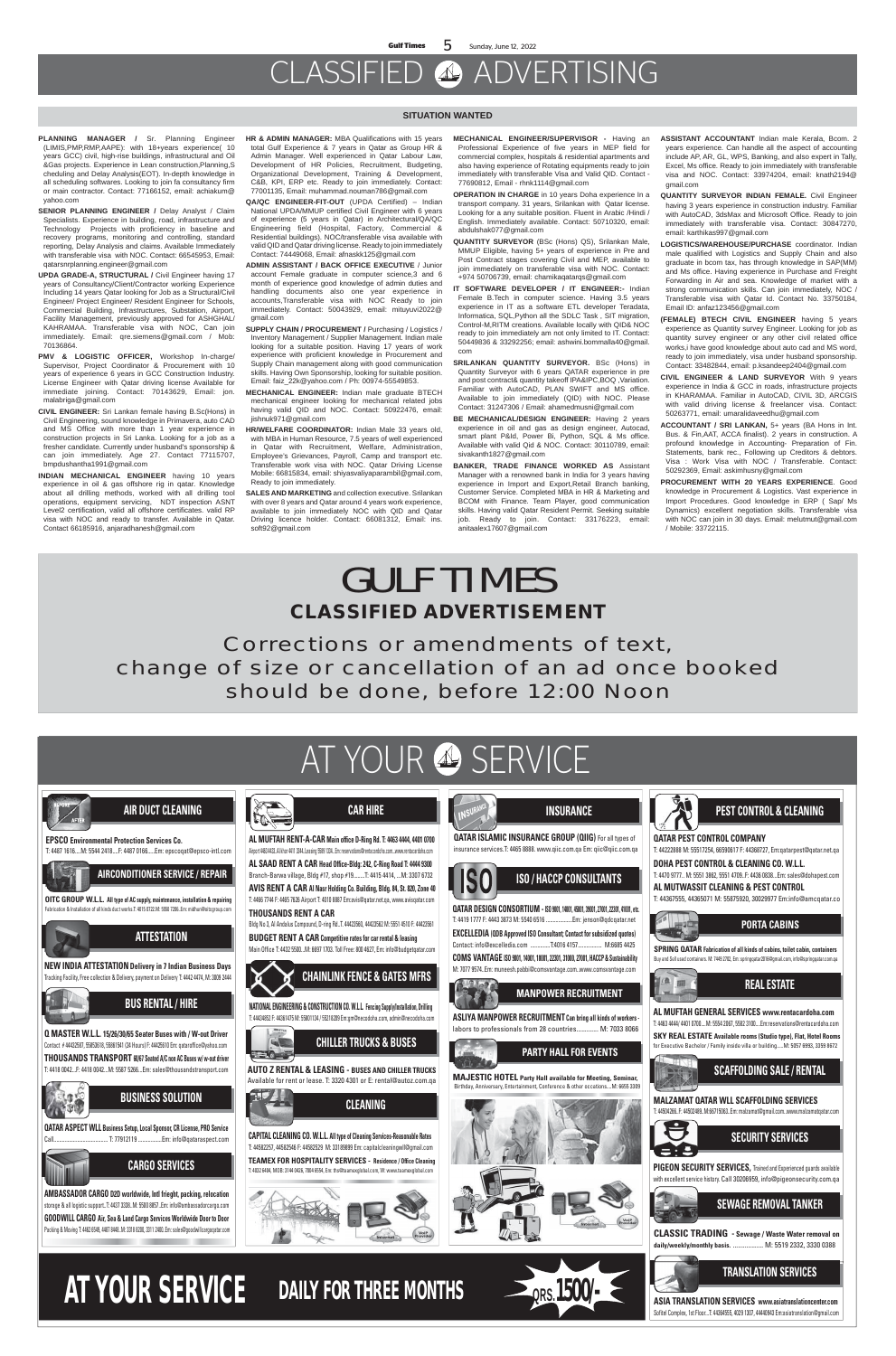# CLASSIFIED ADVERTISING

## SITUATION WANTED

**PLANNING MANAGER /** Sr. Planning Engineer (LIMIS,PMP,RMP,AAPE): with 18+years experience( 10 years GCC) civil, high-rise buildings, infrastructural and Oil &Gas projects. Experience in Lean construction,Planning,S cheduling and Delay Analysis(EOT). In-depth knowledge in all scheduling softwares. Looking to join fa consultancy firm or main contractor. Contact: 77166152, email: achiakum@ yahoo.com

**SENIOR PLANNING ENGINEER /** Delay Analyst / Claim Specialists. Experience in building, road, infrastructure and Technology Projects with proficiency in baseline and recovery programs, monitoring and controlling, standard reporting, Delay Analysis and claims. Available Immediately with transferable visa with NOC. Contact: 66545953, Email: qatarsnrplanning.engineer@gmail.com

**UPDA GRADE-A, STRUCTURAL /** Civil Engineer having 17 years of Consultancy/Client/Contractor working Experience Including 14 years Qatar looking for Job as a Structural/Civil Engineer/ Project Engineer/ Resident Engineer for Schools, Commercial Building, Infrastructures, Substation, Airport, Facility Management, previously approved for ASHGHAL/ KAHRAMAA. Transferable visa with NOC, Can join immediately. Email: qre.siemens@gmail.com / Mob: 70136864.

**PMV & LOGISTIC OFFICER,** Workshop In-charge/ Supervisor, Project Coordinator & Procurement with 10 years of experience 6 years in GCC Construction Industry. License Engineer with Qatar driving license Available for immediate joining. Contact: 70143629, Email: jon. malabriga@gmail.com

**CIVIL ENGINEER:** Sri Lankan female having B.Sc(Hons) in Civil Engineering, sound knowledge in Primavera, auto CAD and MS Office with more than 1 year experience in construction projects in Sri Lanka. Looking for a job as a fresher candidate. Currently under husband's sponsorship & can join immediately. Age 27. Contact 77115707, bmpdushantha1991@gmail.com

**INDIAN MECHANICAL ENGINEER** having 10 years experience in oil & gas offshore rig in qatar. Knowledge about all drilling methods, worked with all drilling tool operations, equipment servicing, NDT inspection ASNT Level2 certification, valid all offshore certificates. valid RP visa with NOC and ready to transfer. Available in Qatar. Contact 66185916, anjaradhanesh@gmail.com

**HR & ADMIN MANAGER:** MBA Qualifications with 15 years total Gulf Experience & 7 years in Qatar as Group HR & Admin Manager. Well experienced in Qatar Labour Law, Development of HR Policies, Recruitment, Budgeting, Organizational Development, Training & Development, C&B, KPI, ERP etc. Ready to join immediately. Contact: 77001135, Email: muhammad.nouman786@gmail.com

**QA/QC ENGINEER-FIT-OUT** (UPDA Certified) – Indian National UPDA/MMUP certified Civil Engineer with 6 years of experience (5 years in Qatar) in Architectural/QA/QC Engineering field (Hospital, Factory, Commercial & Residential buildings). NOC/transferable visa available with valid QID and Qatar driving license. Ready to join immediately Contact: 74449088, Email: afnaskk125@gmail.com

**ADMIN ASSISTANT / BACK OFFICE EXECUTIVE /** Junior account Female graduate in computer science,3 and 6 month of experience good knowledge of admin duties and handling documents also one year experience in accounts,Transferable visa with NOC Ready to join immediately. Contact: 50043929, email: mituyuvi2022@ gmail.com

**SUPPLY CHAIN / PROCUREMENT /** Purchasing / Logistics / Inventory Management / Supplier Management. Indian male looking for a suitable position. Having 17 years of work experience with proficient knowledge in Procurement and Supply Chain management along with good communication skills. Having Own Sponsorship, looking for suitable position. Email: faiz_22k@yahoo.com / Ph: 00974-55549853.

**MECHANICAL ENGINEER:** Indian male graduate BTECH mechanical engineer looking for mechanical related jobs having valid QID and NOC. Contact: 50922476, email: jishnuk971@gmail.com

**HR/WELFARE COORDINATOR:** Indian Male 33 years old, with MBA in Human Resource, 7.5 years of well experienced in Qatar with Recruitment, Welfare, Administration, Employee's Grievances, Payroll, Camp and transport etc. Transferable work visa with NOC. Qatar Driving License Mobile: 66815834, email: shiyasvaliyaparambil@gmail.com, Ready to join immediately.

**SALES AND MARKETING** and collection executive. Srilankan with over 8 years and Qatar around 4 years work experience, available to join immediately NOC with QID and Qatar Driving licence holder. Contact: 66081312, Email: ins. soft92@gmail.com

**MECHANICAL ENGINEER/SUPERVISOR -** Having an Professional Experience of five years in MEP field for commercial complex, hospitals & residential apartments and also having experience of Rotating equipments ready to join immediately with transferable Visa and Valid QID. Contact - 77690812, Email - rhnk1114@gmail.com

**OPERATION IN CHARGE** in 10 years Doha experience In a transport company. 31 years, Srilankan with Qatar license. Looking for a any suitable position. Fluent in Arabic /Hindi / English. Immediately available. Contact: 50710320, email: abdulshak077@gmail.com

**QUANTITY SURVEYOR** (BSc (Hons) QS), Srilankan Male, MMUP Eligible, having 5+ years of experience in Pre and Post Contract stages covering Civil and MEP, available to join immediately on transferable visa with NOC. Contact: +974 50706739, email: chamikaqatarqs@gmail.com

**IT SOFTWARE DEVELOPER / IT ENGINEER:-** Indian Female B.Tech in computer science. Having 3.5 years experience in IT as a software ETL developer Teradata, Informatica, SQL,Python all the SDLC Task , SIT migration, Control-M,RITM creations. Available locally with QID& NOC ready to join immediately am not only limited to IT. Contact: 50449836 & 33292256; email: ashwini.bommalla40@gmail. com

**SRILANKAN QUANTITY SURVEYOR.** BSc (Hons) in Quantity Surveyor with 6 years QATAR experience in pre and post contract& quantity takeoff IPA&IPC,BOQ ,Variation. Familiar with AutoCAD, PLAN SWIFT and MS office. Available to join immediately (QID) with NOC. Please Contact: 31247306 / Email: ahamedmusni@gmail.com

**BE MECHANICAL/DESIGN ENGINEER:** Having 2 years experience in oil and gas as design engineer, Autocad, smart plant P&Id, Power Bi, Python, SQL & Ms office. Available with valid Qid & NOC. Contact: 30110789, email: sivakanth1827@gmail.com

**BANKER, TRADE FINANCE WORKED AS** Assistant Manager with a renowned bank in India for 3 years having experience in Import and Export,Retail Branch banking, Customer Service. Completed MBA in HR & Marketing and BCOM with Finance. Team Player, good communication skills. Having valid Qatar Resident Permit. Seeking suitable job. Ready to join. Contact: 33176223, email: anitaalex17607@gmail.com

**ASSISTANT ACCOUNTANT** Indian male Kerala, Bcom. 2 years experience. Can handle all the aspect of accounting include AP, AR, GL, WPS, Banking, and also expert in Tally, Excel, Ms office. Ready to join immediately with transferable visa and NOC. Contact: 33974204, email: knath2194@ gmail.com

**QUANTITY SURVEYOR INDIAN FEMALE.** Civil Engineer having 3 years experience in construction industry. Familiar with AutoCAD, 3dsMax and Microsoft Office. Ready to join immediately with transferable visa. Contact: 30847270, email: karthikas997@gmail.com

**LOGISTICS/WAREHOUSE/PURCHASE** coordinator. Indian male qualified with Logistics and Supply Chain and also graduate in bcom tax, has through knowledge in SAP(MM) and Ms office. Having experience in Purchase and Freight Forwarding in Air and sea. Knowledge of market with a strong communication skills. Can join immediately, NOC / Transferable visa with Qatar Id. Contact No. 33750184, Email ID: anfaz123456@gmail.com

**(FEMALE) BTECH CIVIL ENGINEER** having 5 years experience as Quantity survey Engineer. Looking for job as quantity survey engineer or any other civil related office works,i have good knowledge about auto cad and MS word, ready to join immediately, visa under husband sponsorship. Contact: 33482844, email: p.ksandeep2404@gmail.com

**CIVIL ENGINEER & LAND SURVEYOR** With 9 years experience in India & GCC in roads, infrastructure projects in KHARAMAA. Familiar in AutoCAD, CIVIL 3D, ARCGIS with valid driving license & freelancer visa. Contact: 50263771, email: umaralidaveedhu@gmail.com

**ACCOUNTANT / SRI LANKAN,** 5+ years (BA Hons in Int. Bus. & Fin,AAT, ACCA finalist). 2 years in construction. A profound knowledge in Accounting- Preparation of Fin. Statements, bank rec., Following up Creditors & debtors. Visa : Work Visa with NOC / Transferable. Contact: 50292369, Email: askimhusny@gmail.com

**PROCUREMENT WITH 20 YEARS EXPERIENCE.** Good knowledge in Procurement & Logistics. Vast experience in Import Procedures. Good knowledge in ERP ( Sap/ Ms Dynamics) excellent negotiation skills. Transferable visa with NOC can join in 30 days. Email: melutmut@gmail.com / Mobile: 33722115.

# GULF TIMES
## CLASSIFIED ADVERTISEMENT

Corrections or amendments of text, change of size or cancellation of an ad once booked should be done, before 12:00 Noon

# AT YOUR SERVICE

### AIR DUCT CLEANING

**EPSCO Environmental Protection Services Co.**
T: 4487 1616....M: 5544 2418....F: 4487 0166....Em: epscoqat@epsco-intl.com

### AIRCONDITIONER SERVICE / REPAIR

**OITC GROUP W.L.L. All type of AC supply, maintenance, installation & repairing**
Fabrication & Installation of all kinds duct works.T: 4015 0722,M: 5556 7286, Em: mdhani@oitcgroup.com

### ATTESTATION

**NEW INDIA ATTESTATION Delivery in 7 Indian Business Days**
Tracking Facility, Free collection & Delivery, payment on Delivery T: 4442 4474, M: 3009 2444

### BUS RENTAL / HIRE

**Q MASTER W.L.L. 15/26/30/65 Seater Buses with / W-out Driver**
Contact: # 44422507, 55853618, 55861541 (24 Hours) F: 44425610 Em: qatarofice@yahoo.com

**THOUSANDS TRANSPORT 60/67 Seated A/C non AC Buses w/ w-out driver**
T: 4418 0042....F: 4418 0043....M: 5587 5266...Em: sales@thousandstransport.com

### BUSINESS SOLUTION

**QATAR ASPECT WLL Business Setup, Local Sponsor, CR License, PRO Service**
Call.................................. T: 77912119 ...............Em: info@qataraspect.com

### CARGO SERVICES

**AMBASSADOR CARGO D2D worldwide, Intl frieght, packing, relocation**
storage & all logistic support..T: 4437 3338..M: 5500 9957..Em: info@ambassadorcargo.com

**GOODWILL CARGO Air, Sea & Land Cargo Services Worldwide Door to Door**
Packing & Moving T: 4462 6549, 4467 8448..M: 3318 8200, 3311 2400. Em: sales@goodwillcargoqatar.com

### CAR HIRE

**AL MUFTAH RENT-A-CAR Main office D-Ring Rd. T: 4463 4444, 4401 0700**
Airport 4463 4433, Al Khor 4411 3344, Leasing 5589 1334...Em: reservations@rentacardoha.com...www.rentacardoha.com

**AL SAAD RENT A CAR Head Office-Bldg: 242, C-Ring Road T: 4444 9300**
Branch-Barwa village, Bldg #17, shop #19........T: 4415 4414, ...M: 3307 6732

**AVIS RENT A CAR Al Nasr Holding Co. Building, Bldg. 84, St. 820, Zone 40**
T: 4466 7744 F: 4465 7626 Airport T: 4010 8887 Em:avis@qatar.net.qa, www.avisqatar.com

**THOUSANDS RENT A CAR**
Bldg No 3, Al Andalus Compound, D-ring Rd., T: 44423560, 44423562 M: 5551 4510 F: 44423561

**BUDGET RENT A CAR Competitive rates for car rental & leasing**
Main Office T: 4432 5500...M: 6697 1703. Toll Free: 800 4627, Em: info@budgetqatar.com

### CHAINLINK FENCE & GATES MFRS

**NATIONAL ENGINEERING & CONSTRUCTION CO. W.L.L. Fencing Supply/Installation, Drilling**
T: 44434652 F: 44361475 M: 55801134 / 55218289 Em:gm@necodoha.com, admin@necodoha.com

### CHILLER TRUCKS & BUSES

**AUTO Z RENTAL & LEASING - BUSES AND CHILLER TRUCKS**
Available for rent or lease. T: 3320 4301 or E: rental@autoz.com.qa

### CLEANING

**CAPITAL CLEANING CO. W.L.L. All type of Cleaning Services-Reasonable Rates**
T: 44582257, 44582548 F: 44582529 M: 33189899 Em: capitalcleaningwll@gmail.com

**TEAMEX FOR HOSPITALITY SERVICES – Residence / Office Cleaning**
T: 4452 6484, MOB: 3144 0436, 7004 6554, Em: tfhs@teamexglobal.com, W: www.teamexglobal.com

### INSURANCE

**QATAR ISLAMIC INSURANCE GROUP (QIIG)** For all types of insurance services.T: 4465 8888. www.qiic.com.qa Em: qiic@qiic.com.qa

### ISO / HACCP CONSULTANTS

**QATAR DESIGN CONSORTIUM - ISO 9001, 14001, 45001, 39001, 27001, 22301, 41001, etc.**
T: 4419 1777 F: 4443 3873 M: 5540 6516 ...............Em: jenson@qdcqatar.net

**EXCELLEDIA (QDB Approved ISO Consultant; Contact for subsidized quotes)**
Contact: info@excelledia.com .............T:4016 4157................ M:6685 4425

**COMS VANTAGE ISO 9001, 14001, 18001, 22301, 31000, 27001, HACCP & Sustainability**
M: 7077 9574..Em: muneesh.pabbi@comsvantage.com..www.comsvantage.com

### MANPOWER RECRUITMENT

**ASLIYA MANPOWER RECRUITMENT Can bring all kinds of workers -**
labors to professionals from 28 countries............ M: 7033 8066

### PARTY HALL FOR EVENTS

**MAJESTIC HOTEL Party Hall available for Meeting, Seminar,**
Birthday, Anniversary, Entertainment, Conference & other occasions....M: 6655 3309

### PEST CONTROL & CLEANING

**QATAR PEST CONTROL COMPANY**
T: 44222888 M: 55517254, 66590617 F: 44368727, Em:qatarpest@qatar.net.qa

**DOHA PEST CONTROL & CLEANING CO. W.L.L.**
T: 4470 9777.. M: 5551 3862, 5551 4709, F: 4436 0838...Em: sales@dohapest.com

**AL MUTWASSIT CLEANING & PEST CONTROL**
T: 44367555, 44365071 M: 55875920, 30029977 Em:info@amcqatar.co

### PORTA CABINS

**SPRING QATAR Fabrication of all kinds of cabins, toilet cabin, containers**
Buy and Sell used containers. M: 7449 2702, Em: springqatar2016@gmail.com, info@springqatar.com.qa

### REAL ESTATE

**AL MUFTAH GENERAL SERVICES www.rentacardoha.com**
T: 4463 4444/ 4401 0700....M: 5554 2067, 5582 3100....Em:reservations@rentacardoha.com

**SKY REAL ESTATE Available rooms (Studio type), Flat, Hotel Rooms**
for Executive Bachelor / Family inside villa or building.....M: 5057 6993, 3359 8672

### SCAFFOLDING SALE / RENTAL

**MALZAMAT QATAR WLL SCAFFOLDING SERVICES**
T: 44504266, F: 44502489, M:66719063, Em: malzamat@gmail.com..www.malzamatqatar.com

### SECURITY SERVICES

**PIGEON SECURITY SERVICES,** Trained and Experienced guards available with excellent service history. Call 30206959, info@pigeonsecurity.com.qa

### SEWAGE REMOVAL TANKER

**CLASSIC TRADING - Sewage / Waste Water removal on daily/weekly/monthly basis.** ................ M: 5519 2332, 3330 0388

### TRANSLATION SERVICES

**ASIA TRANSLATION SERVICES www.asiatranslationcenter.com**
Sofitel Complex, 1st Floor...T: 44364555, 4029 1307, 44440943 Em:asiatranslation@gmail.com

**AT YOUR SERVICE DAILY FOR THREE MONTHS QRS. 1500/-**